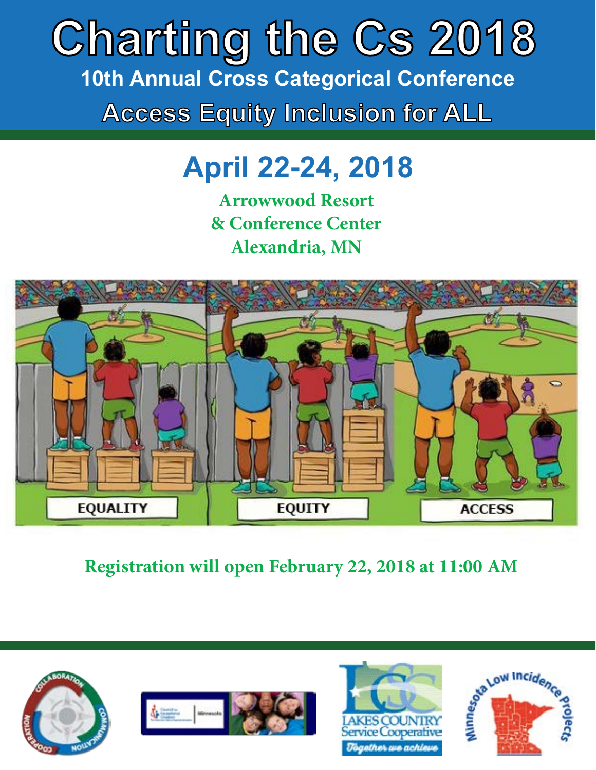# Charting the Cs 2018

## 10th Annual Cross Categorical Conference

## Access Equity Inclusion for ALL

## April 22-24, 2018

Arrowwood Resort
& Conference Center
Alexandria, MN

EQUALITY EQUITY ACCESS

**Registration will open February 22, 2018 at 11:00 AM**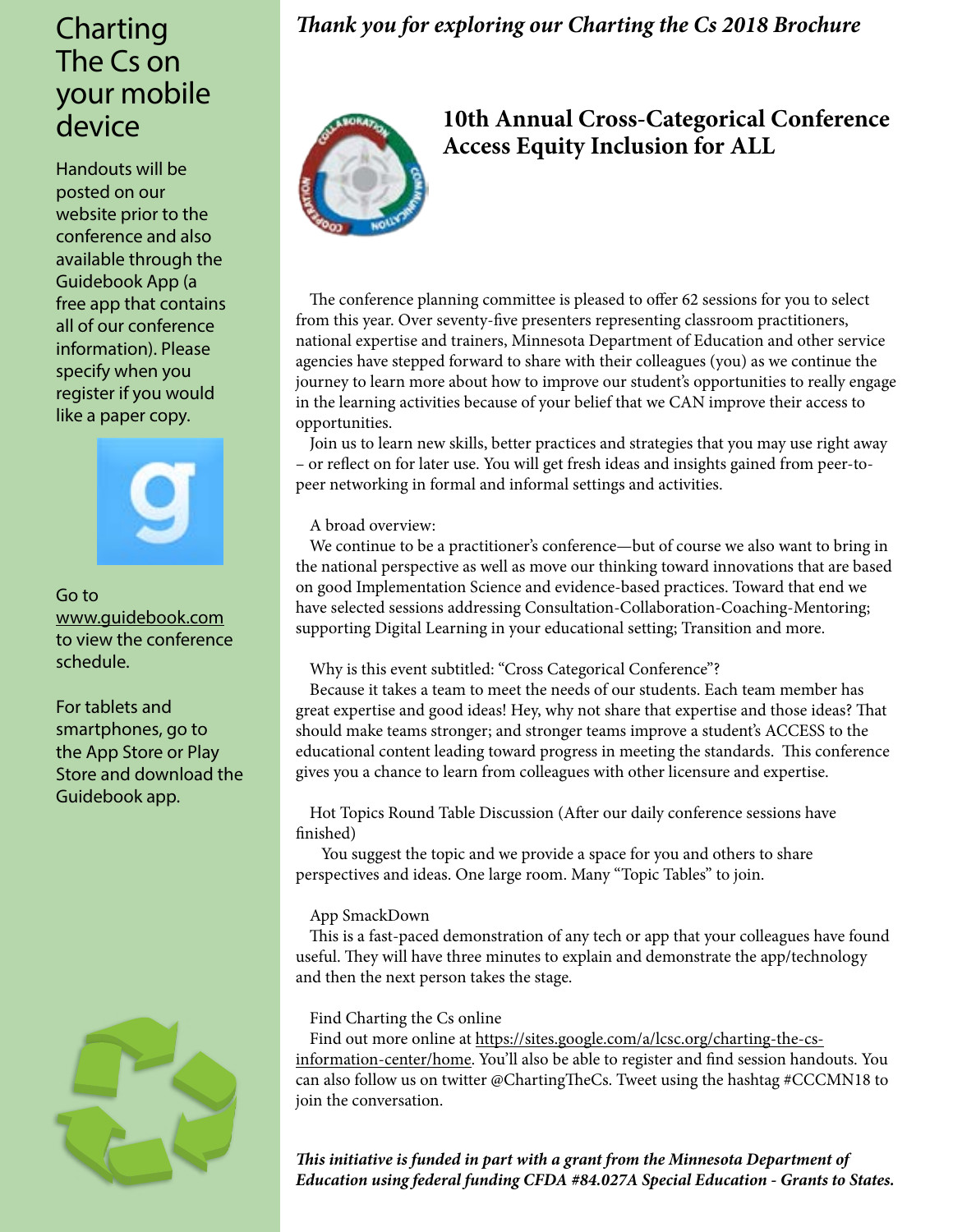# Charting The Cs on your mobile device

Handouts will be posted on our website prior to the conference and also available through the Guidebook App (a free app that contains all of our conference information). Please specify when you register if you would like a paper copy.

Go to www.guidebook.com to view the conference schedule.

For tablets and smartphones, go to the App Store or Play Store and download the Guidebook app.

***Thank you for exploring our Charting the Cs 2018 Brochure***

## 10th Annual Cross-Categorical Conference Access Equity Inclusion for ALL

The conference planning committee is pleased to offer 62 sessions for you to select from this year. Over seventy-five presenters representing classroom practitioners, national expertise and trainers, Minnesota Department of Education and other service agencies have stepped forward to share with their colleagues (you) as we continue the journey to learn more about how to improve our student's opportunities to really engage in the learning activities because of your belief that we CAN improve their access to opportunities.

Join us to learn new skills, better practices and strategies that you may use right away – or reflect on for later use. You will get fresh ideas and insights gained from peer-to-peer networking in formal and informal settings and activities.

A broad overview:

We continue to be a practitioner's conference—but of course we also want to bring in the national perspective as well as move our thinking toward innovations that are based on good Implementation Science and evidence-based practices. Toward that end we have selected sessions addressing Consultation-Collaboration-Coaching-Mentoring; supporting Digital Learning in your educational setting; Transition and more.

Why is this event subtitled: "Cross Categorical Conference"?

Because it takes a team to meet the needs of our students. Each team member has great expertise and good ideas! Hey, why not share that expertise and those ideas? That should make teams stronger; and stronger teams improve a student's ACCESS to the educational content leading toward progress in meeting the standards. This conference gives you a chance to learn from colleagues with other licensure and expertise.

Hot Topics Round Table Discussion (After our daily conference sessions have finished)

You suggest the topic and we provide a space for you and others to share perspectives and ideas. One large room. Many "Topic Tables" to join.

App SmackDown

This is a fast-paced demonstration of any tech or app that your colleagues have found useful. They will have three minutes to explain and demonstrate the app/technology and then the next person takes the stage.

Find Charting the Cs online

Find out more online at https://sites.google.com/a/lcsc.org/charting-the-cs-information-center/home. You'll also be able to register and find session handouts. You can also follow us on twitter @ChartingTheCs. Tweet using the hashtag #CCCMN18 to join the conversation.

***This initiative is funded in part with a grant from the Minnesota Department of Education using federal funding CFDA #84.027A Special Education - Grants to States.***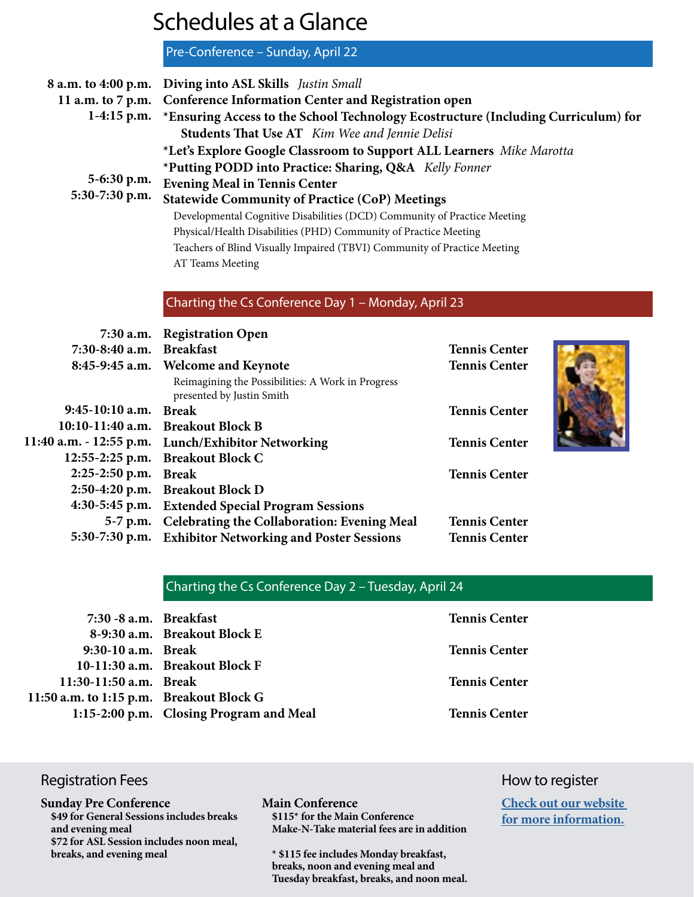# Schedules at a Glance

## Pre-Conference – Sunday, April 22

| | |
|---|---|
| **8 a.m. to 4:00 p.m.** | **Diving into ASL Skills** *Justin Small* |
| **11 a.m. to 7 p.m.** | **Conference Information Center and Registration open** |
| **1-4:15 p.m.** | ***Ensuring Access to the School Technology Ecostructure (Including Curriculum) for Students That Use AT** *Kim Wee and Jennie Delisi* |
| | ***Let's Explore Google Classroom to Support ALL Learners** *Mike Marotta* |
| | ***Putting PODD into Practice: Sharing, Q&A** *Kelly Fonner* |
| **5-6:30 p.m.** | **Evening Meal in Tennis Center** |
| **5:30-7:30 p.m.** | **Statewide Community of Practice (CoP) Meetings** |
| | Developmental Cognitive Disabilities (DCD) Community of Practice Meeting |
| | Physical/Health Disabilities (PHD) Community of Practice Meeting |
| | Teachers of Blind Visually Impaired (TBVI) Community of Practice Meeting |
| | AT Teams Meeting |

## Charting the Cs Conference Day 1 – Monday, April 23

| | | |
|---|---|---|
| **7:30 a.m.** | **Registration Open** | |
| **7:30-8:40 a.m.** | **Breakfast** | **Tennis Center** |
| **8:45-9:45 a.m.** | **Welcome and Keynote**<br>Reimagining the Possibilities: A Work in Progress presented by Justin Smith | **Tennis Center** |
| **9:45-10:10 a.m.** | **Break** | **Tennis Center** |
| **10:10-11:40 a.m.** | **Breakout Block B** | |
| **11:40 a.m. - 12:55 p.m.** | **Lunch/Exhibitor Networking** | **Tennis Center** |
| **12:55-2:25 p.m.** | **Breakout Block C** | |
| **2:25-2:50 p.m.** | **Break** | **Tennis Center** |
| **2:50-4:20 p.m.** | **Breakout Block D** | |
| **4:30-5:45 p.m.** | **Extended Special Program Sessions** | |
| **5-7 p.m.** | **Celebrating the Collaboration: Evening Meal** | **Tennis Center** |
| **5:30-7:30 p.m.** | **Exhibitor Networking and Poster Sessions** | **Tennis Center** |

## Charting the Cs Conference Day 2 – Tuesday, April 24

| | | |
|---|---|---|
| **7:30 -8 a.m.** | **Breakfast** | **Tennis Center** |
| **8-9:30 a.m.** | **Breakout Block E** | |
| **9:30-10 a.m.** | **Break** | **Tennis Center** |
| **10-11:30 a.m.** | **Breakout Block F** | |
| **11:30-11:50 a.m.** | **Break** | **Tennis Center** |
| **11:50 a.m. to 1:15 p.m.** | **Breakout Block G** | |
| **1:15-2:00 p.m.** | **Closing Program and Meal** | **Tennis Center** |

## Registration Fees

**Sunday Pre Conference**

**$49 for General Sessions includes breaks and evening meal**
**$72 for ASL Session includes noon meal, breaks, and evening meal**

**Main Conference**

**$115* for the Main Conference**
**Make-N-Take material fees are in addition**

*** $115 fee includes Monday breakfast, breaks, noon and evening meal and Tuesday breakfast, breaks, and noon meal.**

## How to register

**Check out our website for more information.**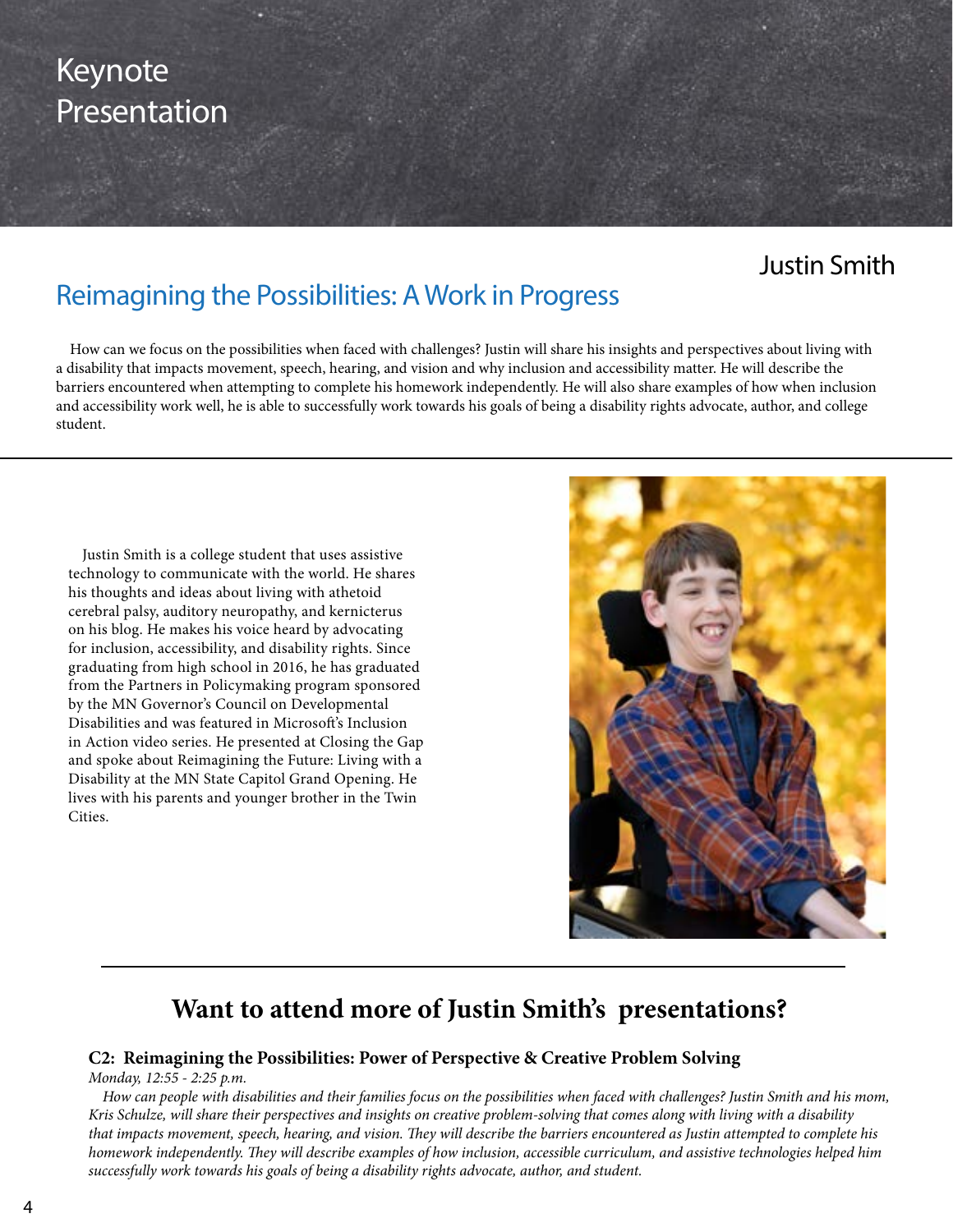# Keynote Presentation

## Justin Smith

## Reimagining the Possibilities: A Work in Progress

How can we focus on the possibilities when faced with challenges? Justin will share his insights and perspectives about living with a disability that impacts movement, speech, hearing, and vision and why inclusion and accessibility matter. He will describe the barriers encountered when attempting to complete his homework independently. He will also share examples of how when inclusion and accessibility work well, he is able to successfully work towards his goals of being a disability rights advocate, author, and college student.

---

Justin Smith is a college student that uses assistive technology to communicate with the world. He shares his thoughts and ideas about living with athetoid cerebral palsy, auditory neuropathy, and kernicterus on his blog. He makes his voice heard by advocating for inclusion, accessibility, and disability rights. Since graduating from high school in 2016, he has graduated from the Partners in Policymaking program sponsored by the MN Governor's Council on Developmental Disabilities and was featured in Microsoft's Inclusion in Action video series. He presented at Closing the Gap and spoke about Reimagining the Future: Living with a Disability at the MN State Capitol Grand Opening. He lives with his parents and younger brother in the Twin Cities.

---

## Want to attend more of Justin Smith's presentations?

**C2: Reimagining the Possibilities: Power of Perspective & Creative Problem Solving**

*Monday, 12:55 - 2:25 p.m.*

*How can people with disabilities and their families focus on the possibilities when faced with challenges? Justin Smith and his mom, Kris Schulze, will share their perspectives and insights on creative problem-solving that comes along with living with a disability that impacts movement, speech, hearing, and vision. They will describe the barriers encountered as Justin attempted to complete his homework independently. They will describe examples of how inclusion, accessible curriculum, and assistive technologies helped him successfully work towards his goals of being a disability rights advocate, author, and student.*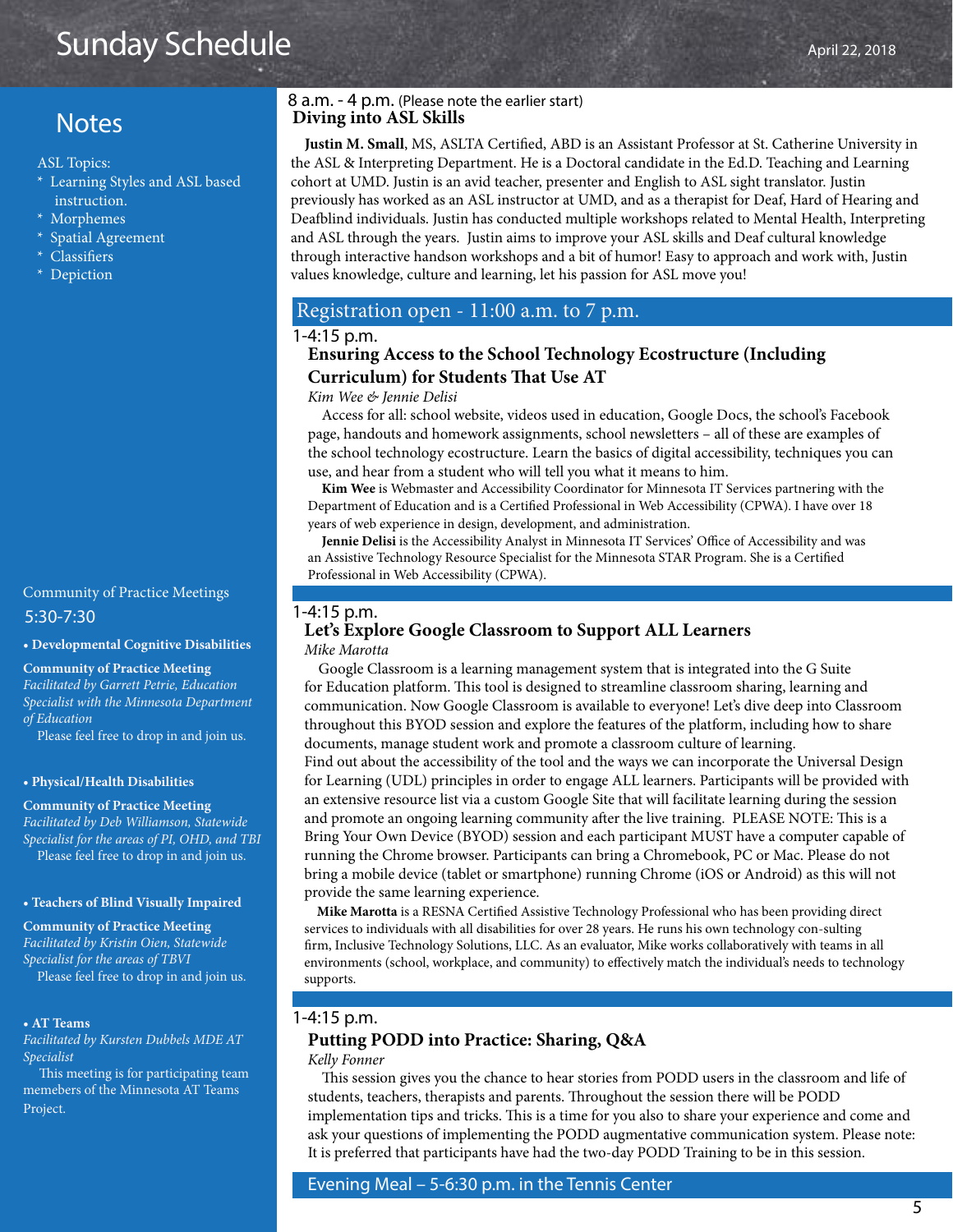# Sunday Schedule

April 22, 2018

## Notes

ASL Topics:

* Learning Styles and ASL based instruction.
* Morphemes
* Spatial Agreement
* Classifiers
* Depiction

8 a.m. - 4 p.m. (Please note the earlier start)

### Diving into ASL Skills

**Justin M. Small**, MS, ASLTA Certified, ABD is an Assistant Professor at St. Catherine University in the ASL & Interpreting Department. He is a Doctoral candidate in the Ed.D. Teaching and Learning cohort at UMD. Justin is an avid teacher, presenter and English to ASL sight translator. Justin previously has worked as an ASL instructor at UMD, and as a therapist for Deaf, Hard of Hearing and Deafblind individuals. Justin has conducted multiple workshops related to Mental Health, Interpreting and ASL through the years. Justin aims to improve your ASL skills and Deaf cultural knowledge through interactive handson workshops and a bit of humor! Easy to approach and work with, Justin values knowledge, culture and learning, let his passion for ASL move you!

## Registration open - 11:00 a.m. to 7 p.m.

1-4:15 p.m.

### Ensuring Access to the School Technology Ecostructure (Including Curriculum) for Students That Use AT

*Kim Wee & Jennie Delisi*

Access for all: school website, videos used in education, Google Docs, the school's Facebook page, handouts and homework assignments, school newsletters – all of these are examples of the school technology ecostructure. Learn the basics of digital accessibility, techniques you can use, and hear from a student who will tell you what it means to him.

**Kim Wee** is Webmaster and Accessibility Coordinator for Minnesota IT Services partnering with the Department of Education and is a Certified Professional in Web Accessibility (CPWA). I have over 18 years of web experience in design, development, and administration.

**Jennie Delisi** is the Accessibility Analyst in Minnesota IT Services' Office of Accessibility and was an Assistive Technology Resource Specialist for the Minnesota STAR Program. She is a Certified Professional in Web Accessibility (CPWA).

1-4:15 p.m.

### Let's Explore Google Classroom to Support ALL Learners

*Mike Marotta*

Google Classroom is a learning management system that is integrated into the G Suite for Education platform. This tool is designed to streamline classroom sharing, learning and communication. Now Google Classroom is available to everyone! Let's dive deep into Classroom throughout this BYOD session and explore the features of the platform, including how to share documents, manage student work and promote a classroom culture of learning.
Find out about the accessibility of the tool and the ways we can incorporate the Universal Design for Learning (UDL) principles in order to engage ALL learners. Participants will be provided with an extensive resource list via a custom Google Site that will facilitate learning during the session and promote an ongoing learning community after the live training. PLEASE NOTE: This is a Bring Your Own Device (BYOD) session and each participant MUST have a computer capable of running the Chrome browser. Participants can bring a Chromebook, PC or Mac. Please do not bring a mobile device (tablet or smartphone) running Chrome (iOS or Android) as this will not provide the same learning experience.

**Mike Marotta** is a RESNA Certified Assistive Technology Professional who has been providing direct services to individuals with all disabilities for over 28 years. He runs his own technology con-sulting firm, Inclusive Technology Solutions, LLC. As an evaluator, Mike works collaboratively with teams in all environments (school, workplace, and community) to effectively match the individual's needs to technology supports.

1-4:15 p.m.

### Putting PODD into Practice: Sharing, Q&A

*Kelly Fonner*

This session gives you the chance to hear stories from PODD users in the classroom and life of students, teachers, therapists and parents. Throughout the session there will be PODD implementation tips and tricks. This is a time for you also to share your experience and come and ask your questions of implementing the PODD augmentative communication system. Please note: It is preferred that participants have had the two-day PODD Training to be in this session.

## Evening Meal – 5-6:30 p.m. in the Tennis Center

## Community of Practice Meetings

5:30-7:30

**• Developmental Cognitive Disabilities**

**Community of Practice Meeting**
*Facilitated by Garrett Petrie, Education Specialist with the Minnesota Department of Education*
Please feel free to drop in and join us.

**• Physical/Health Disabilities**

**Community of Practice Meeting**
*Facilitated by Deb Williamson, Statewide Specialist for the areas of PI, OHD, and TBI*
Please feel free to drop in and join us.

**• Teachers of Blind Visually Impaired**

**Community of Practice Meeting**
*Facilitated by Kristin Oien, Statewide Specialist for the areas of TBVI*
Please feel free to drop in and join us.

**• AT Teams**

*Facilitated by Kursten Dubbels MDE AT Specialist*
This meeting is for participating team memebers of the Minnesota AT Teams Project.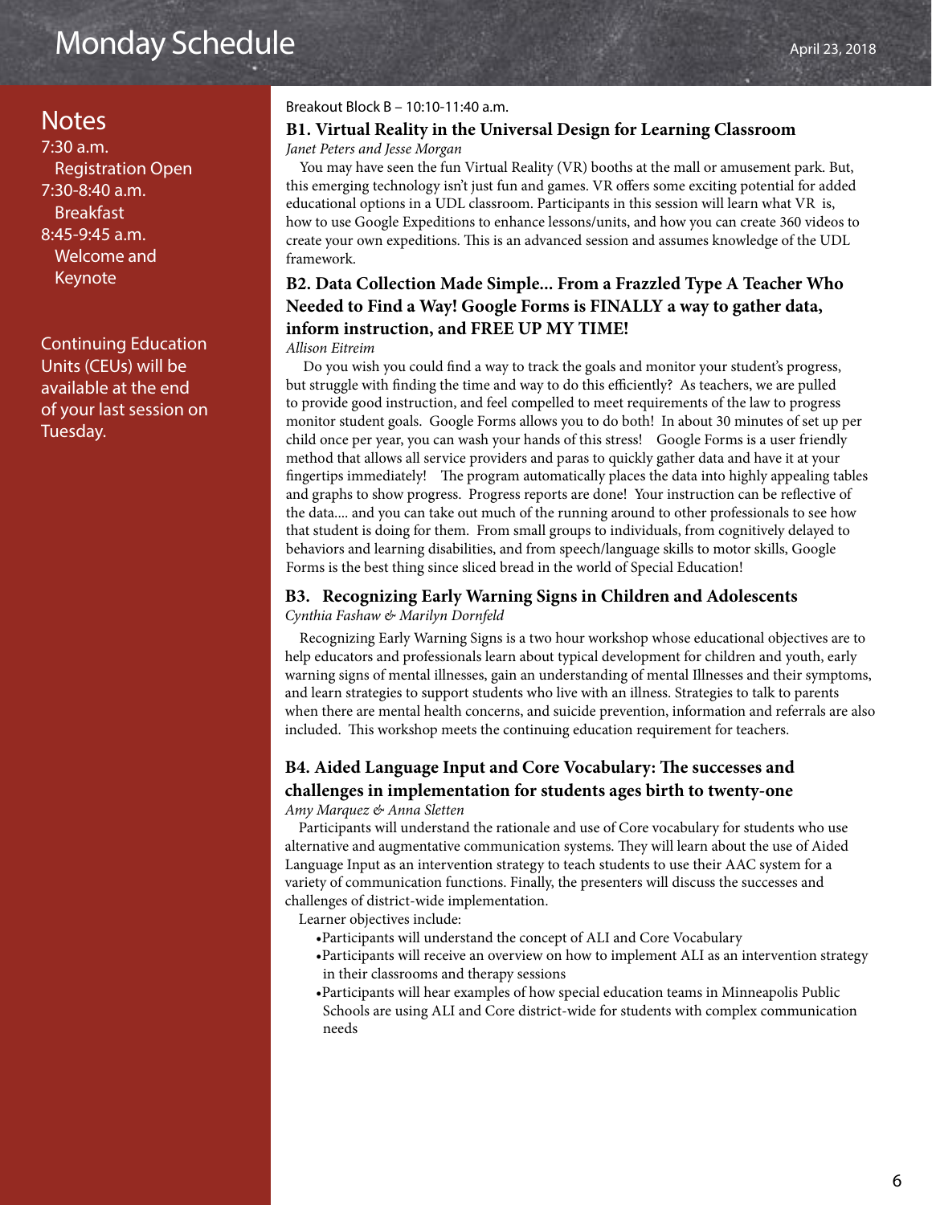# Monday Schedule

April 23, 2018

## Notes

7:30 a.m.
Registration Open
7:30-8:40 a.m.
Breakfast
8:45-9:45 a.m.
Welcome and Keynote

Continuing Education Units (CEUs) will be available at the end of your last session on Tuesday.

Breakout Block B – 10:10-11:40 a.m.

### B1. Virtual Reality in the Universal Design for Learning Classroom

*Janet Peters and Jesse Morgan*

You may have seen the fun Virtual Reality (VR) booths at the mall or amusement park. But, this emerging technology isn't just fun and games. VR offers some exciting potential for added educational options in a UDL classroom. Participants in this session will learn what VR is, how to use Google Expeditions to enhance lessons/units, and how you can create 360 videos to create your own expeditions. This is an advanced session and assumes knowledge of the UDL framework.

### B2. Data Collection Made Simple... From a Frazzled Type A Teacher Who Needed to Find a Way! Google Forms is FINALLY a way to gather data, inform instruction, and FREE UP MY TIME!

*Allison Eitreim*

Do you wish you could find a way to track the goals and monitor your student's progress, but struggle with finding the time and way to do this efficiently? As teachers, we are pulled to provide good instruction, and feel compelled to meet requirements of the law to progress monitor student goals. Google Forms allows you to do both! In about 30 minutes of set up per child once per year, you can wash your hands of this stress! Google Forms is a user friendly method that allows all service providers and paras to quickly gather data and have it at your fingertips immediately! The program automatically places the data into highly appealing tables and graphs to show progress. Progress reports are done! Your instruction can be reflective of the data.... and you can take out much of the running around to other professionals to see how that student is doing for them. From small groups to individuals, from cognitively delayed to behaviors and learning disabilities, and from speech/language skills to motor skills, Google Forms is the best thing since sliced bread in the world of Special Education!

### B3. Recognizing Early Warning Signs in Children and Adolescents

*Cynthia Fashaw & Marilyn Dornfeld*

Recognizing Early Warning Signs is a two hour workshop whose educational objectives are to help educators and professionals learn about typical development for children and youth, early warning signs of mental illnesses, gain an understanding of mental Illnesses and their symptoms, and learn strategies to support students who live with an illness. Strategies to talk to parents when there are mental health concerns, and suicide prevention, information and referrals are also included. This workshop meets the continuing education requirement for teachers.

### B4. Aided Language Input and Core Vocabulary: The successes and challenges in implementation for students ages birth to twenty-one

*Amy Marquez & Anna Sletten*

Participants will understand the rationale and use of Core vocabulary for students who use alternative and augmentative communication systems. They will learn about the use of Aided Language Input as an intervention strategy to teach students to use their AAC system for a variety of communication functions. Finally, the presenters will discuss the successes and challenges of district-wide implementation.

Learner objectives include:

- Participants will understand the concept of ALI and Core Vocabulary
- Participants will receive an overview on how to implement ALI as an intervention strategy in their classrooms and therapy sessions
- Participants will hear examples of how special education teams in Minneapolis Public Schools are using ALI and Core district-wide for students with complex communication needs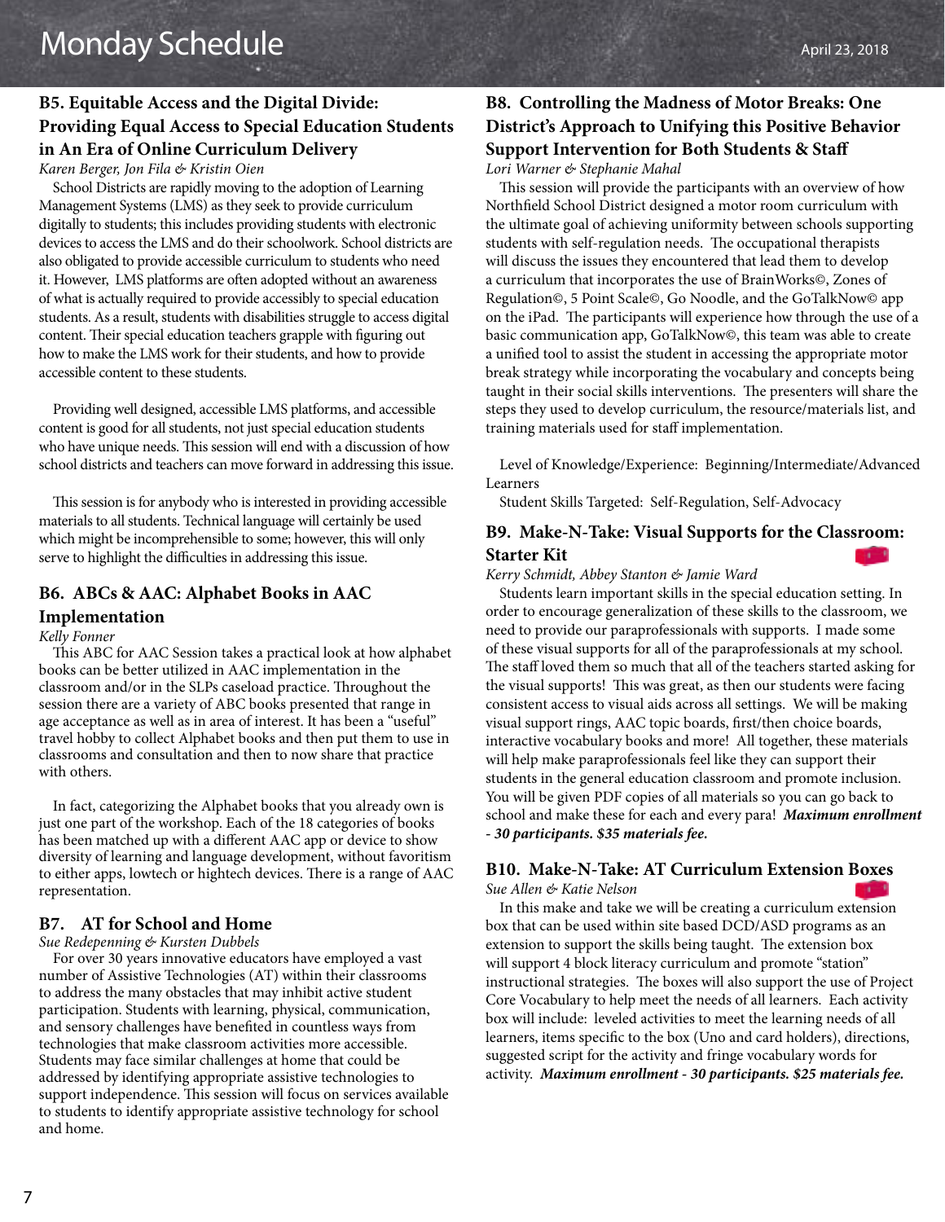## B5. Equitable Access and the Digital Divide: Providing Equal Access to Special Education Students in An Era of Online Curriculum Delivery

*Karen Berger, Jon Fila & Kristin Oien*

School Districts are rapidly moving to the adoption of Learning Management Systems (LMS) as they seek to provide curriculum digitally to students; this includes providing students with electronic devices to access the LMS and do their schoolwork. School districts are also obligated to provide accessible curriculum to students who need it. However, LMS platforms are often adopted without an awareness of what is actually required to provide accessibly to special education students. As a result, students with disabilities struggle to access digital content. Their special education teachers grapple with figuring out how to make the LMS work for their students, and how to provide accessible content to these students.

Providing well designed, accessible LMS platforms, and accessible content is good for all students, not just special education students who have unique needs. This session will end with a discussion of how school districts and teachers can move forward in addressing this issue.

This session is for anybody who is interested in providing accessible materials to all students. Technical language will certainly be used which might be incomprehensible to some; however, this will only serve to highlight the difficulties in addressing this issue.

## B6. ABCs & AAC: Alphabet Books in AAC Implementation

*Kelly Fonner*

This ABC for AAC Session takes a practical look at how alphabet books can be better utilized in AAC implementation in the classroom and/or in the SLPs caseload practice. Throughout the session there are a variety of ABC books presented that range in age acceptance as well as in area of interest. It has been a "useful" travel hobby to collect Alphabet books and then put them to use in classrooms and consultation and then to now share that practice with others.

In fact, categorizing the Alphabet books that you already own is just one part of the workshop. Each of the 18 categories of books has been matched up with a different AAC app or device to show diversity of learning and language development, without favoritism to either apps, lowtech or hightech devices. There is a range of AAC representation.

## B7. AT for School and Home

*Sue Redepenning & Kursten Dubbels*

For over 30 years innovative educators have employed a vast number of Assistive Technologies (AT) within their classrooms to address the many obstacles that may inhibit active student participation. Students with learning, physical, communication, and sensory challenges have benefited in countless ways from technologies that make classroom activities more accessible. Students may face similar challenges at home that could be addressed by identifying appropriate assistive technologies to support independence. This session will focus on services available to students to identify appropriate assistive technology for school and home.

## B8. Controlling the Madness of Motor Breaks: One District's Approach to Unifying this Positive Behavior Support Intervention for Both Students & Staff

*Lori Warner & Stephanie Mahal*

This session will provide the participants with an overview of how Northfield School District designed a motor room curriculum with the ultimate goal of achieving uniformity between schools supporting students with self-regulation needs. The occupational therapists will discuss the issues they encountered that lead them to develop a curriculum that incorporates the use of BrainWorks©, Zones of Regulation©, 5 Point Scale©, Go Noodle, and the GoTalkNow© app on the iPad. The participants will experience how through the use of a basic communication app, GoTalkNow©, this team was able to create a unified tool to assist the student in accessing the appropriate motor break strategy while incorporating the vocabulary and concepts being taught in their social skills interventions. The presenters will share the steps they used to develop curriculum, the resource/materials list, and training materials used for staff implementation.

Level of Knowledge/Experience: Beginning/Intermediate/Advanced Learners

Student Skills Targeted: Self-Regulation, Self-Advocacy

## B9. Make-N-Take: Visual Supports for the Classroom: Starter Kit

*Kerry Schmidt, Abbey Stanton & Jamie Ward*

Students learn important skills in the special education setting. In order to encourage generalization of these skills to the classroom, we need to provide our paraprofessionals with supports. I made some of these visual supports for all of the paraprofessionals at my school. The staff loved them so much that all of the teachers started asking for the visual supports! This was great, as then our students were facing consistent access to visual aids across all settings. We will be making visual support rings, AAC topic boards, first/then choice boards, interactive vocabulary books and more! All together, these materials will help make paraprofessionals feel like they can support their students in the general education classroom and promote inclusion. You will be given PDF copies of all materials so you can go back to school and make these for each and every para! ***Maximum enrollment - 30 participants. $35 materials fee.***

## B10. Make-N-Take: AT Curriculum Extension Boxes

*Sue Allen & Katie Nelson*

In this make and take we will be creating a curriculum extension box that can be used within site based DCD/ASD programs as an extension to support the skills being taught. The extension box will support 4 block literacy curriculum and promote "station" instructional strategies. The boxes will also support the use of Project Core Vocabulary to help meet the needs of all learners. Each activity box will include: leveled activities to meet the learning needs of all learners, items specific to the box (Uno and card holders), directions, suggested script for the activity and fringe vocabulary words for activity. ***Maximum enrollment - 30 participants. $25 materials fee.***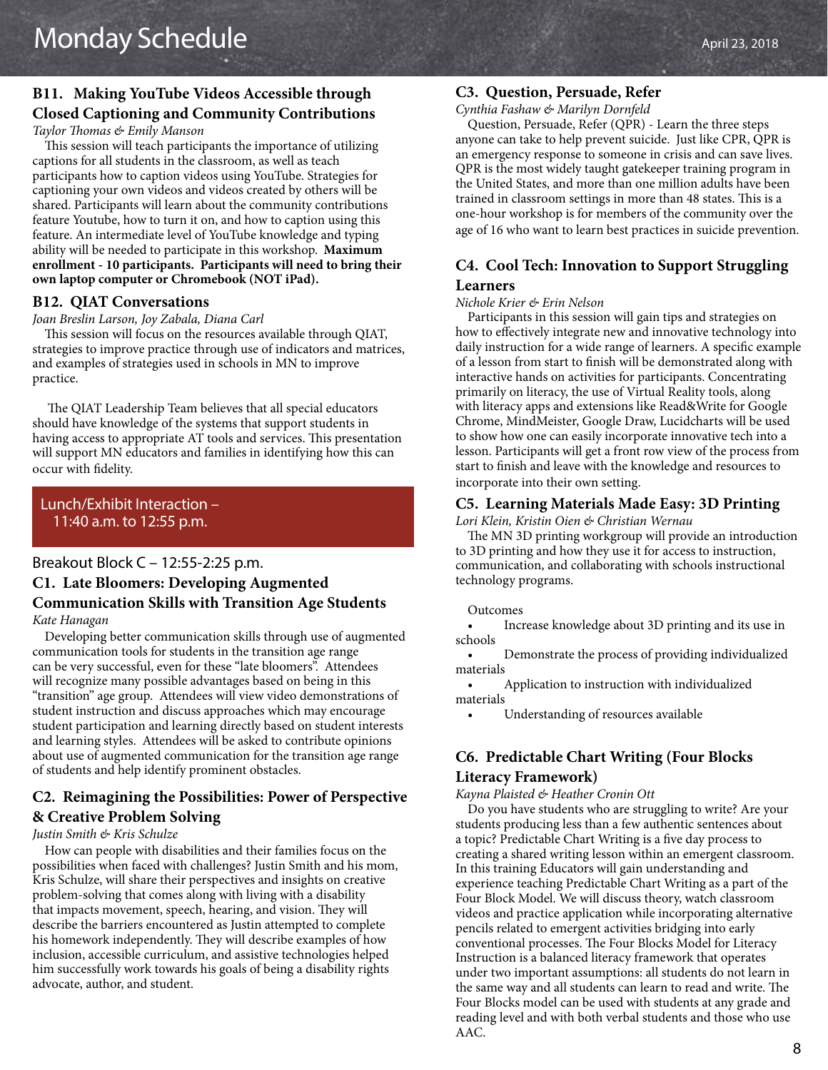## B11. Making YouTube Videos Accessible through Closed Captioning and Community Contributions

*Taylor Thomas & Emily Manson*

This session will teach participants the importance of utilizing captions for all students in the classroom, as well as teach participants how to caption videos using YouTube. Strategies for captioning your own videos and videos created by others will be shared. Participants will learn about the community contributions feature Youtube, how to turn it on, and how to caption using this feature. An intermediate level of YouTube knowledge and typing ability will be needed to participate in this workshop. **Maximum enrollment - 10 participants. Participants will need to bring their own laptop computer or Chromebook (NOT iPad).**

## B12. QIAT Conversations

*Joan Breslin Larson, Joy Zabala, Diana Carl*

This session will focus on the resources available through QIAT, strategies to improve practice through use of indicators and matrices, and examples of strategies used in schools in MN to improve practice.

The QIAT Leadership Team believes that all special educators should have knowledge of the systems that support students in having access to appropriate AT tools and services. This presentation will support MN educators and families in identifying how this can occur with fidelity.

Lunch/Exhibit Interaction – 11:40 a.m. to 12:55 p.m.

Breakout Block C – 12:55-2:25 p.m.

## C1. Late Bloomers: Developing Augmented Communication Skills with Transition Age Students

*Kate Hanagan*

Developing better communication skills through use of augmented communication tools for students in the transition age range can be very successful, even for these "late bloomers". Attendees will recognize many possible advantages based on being in this "transition" age group. Attendees will view video demonstrations of student instruction and discuss approaches which may encourage student participation and learning directly based on student interests and learning styles. Attendees will be asked to contribute opinions about use of augmented communication for the transition age range of students and help identify prominent obstacles.

## C2. Reimagining the Possibilities: Power of Perspective & Creative Problem Solving

*Justin Smith & Kris Schulze*

How can people with disabilities and their families focus on the possibilities when faced with challenges? Justin Smith and his mom, Kris Schulze, will share their perspectives and insights on creative problem-solving that comes along with living with a disability that impacts movement, speech, hearing, and vision. They will describe the barriers encountered as Justin attempted to complete his homework independently. They will describe examples of how inclusion, accessible curriculum, and assistive technologies helped him successfully work towards his goals of being a disability rights advocate, author, and student.

## C3. Question, Persuade, Refer

*Cynthia Fashaw & Marilyn Dornfeld*

Question, Persuade, Refer (QPR) - Learn the three steps anyone can take to help prevent suicide. Just like CPR, QPR is an emergency response to someone in crisis and can save lives. QPR is the most widely taught gatekeeper training program in the United States, and more than one million adults have been trained in classroom settings in more than 48 states. This is a one-hour workshop is for members of the community over the age of 16 who want to learn best practices in suicide prevention.

## C4. Cool Tech: Innovation to Support Struggling Learners

*Nichole Krier & Erin Nelson*

Participants in this session will gain tips and strategies on how to effectively integrate new and innovative technology into daily instruction for a wide range of learners. A specific example of a lesson from start to finish will be demonstrated along with interactive hands on activities for participants. Concentrating primarily on literacy, the use of Virtual Reality tools, along with literacy apps and extensions like Read&Write for Google Chrome, MindMeister, Google Draw, Lucidcharts will be used to show how one can easily incorporate innovative tech into a lesson. Participants will get a front row view of the process from start to finish and leave with the knowledge and resources to incorporate into their own setting.

## C5. Learning Materials Made Easy: 3D Printing

*Lori Klein, Kristin Oien & Christian Wernau*

The MN 3D printing workgroup will provide an introduction to 3D printing and how they use it for access to instruction, communication, and collaborating with schools instructional technology programs.

Outcomes

- Increase knowledge about 3D printing and its use in schools
- Demonstrate the process of providing individualized materials
- Application to instruction with individualized materials
- Understanding of resources available

## C6. Predictable Chart Writing (Four Blocks Literacy Framework)

*Kayna Plaisted & Heather Cronin Ott*

Do you have students who are struggling to write? Are your students producing less than a few authentic sentences about a topic? Predictable Chart Writing is a five day process to creating a shared writing lesson within an emergent classroom. In this training Educators will gain understanding and experience teaching Predictable Chart Writing as a part of the Four Block Model. We will discuss theory, watch classroom videos and practice application while incorporating alternative pencils related to emergent activities bridging into early conventional processes. The Four Blocks Model for Literacy Instruction is a balanced literacy framework that operates under two important assumptions: all students do not learn in the same way and all students can learn to read and write. The Four Blocks model can be used with students at any grade and reading level and with both verbal students and those who use AAC.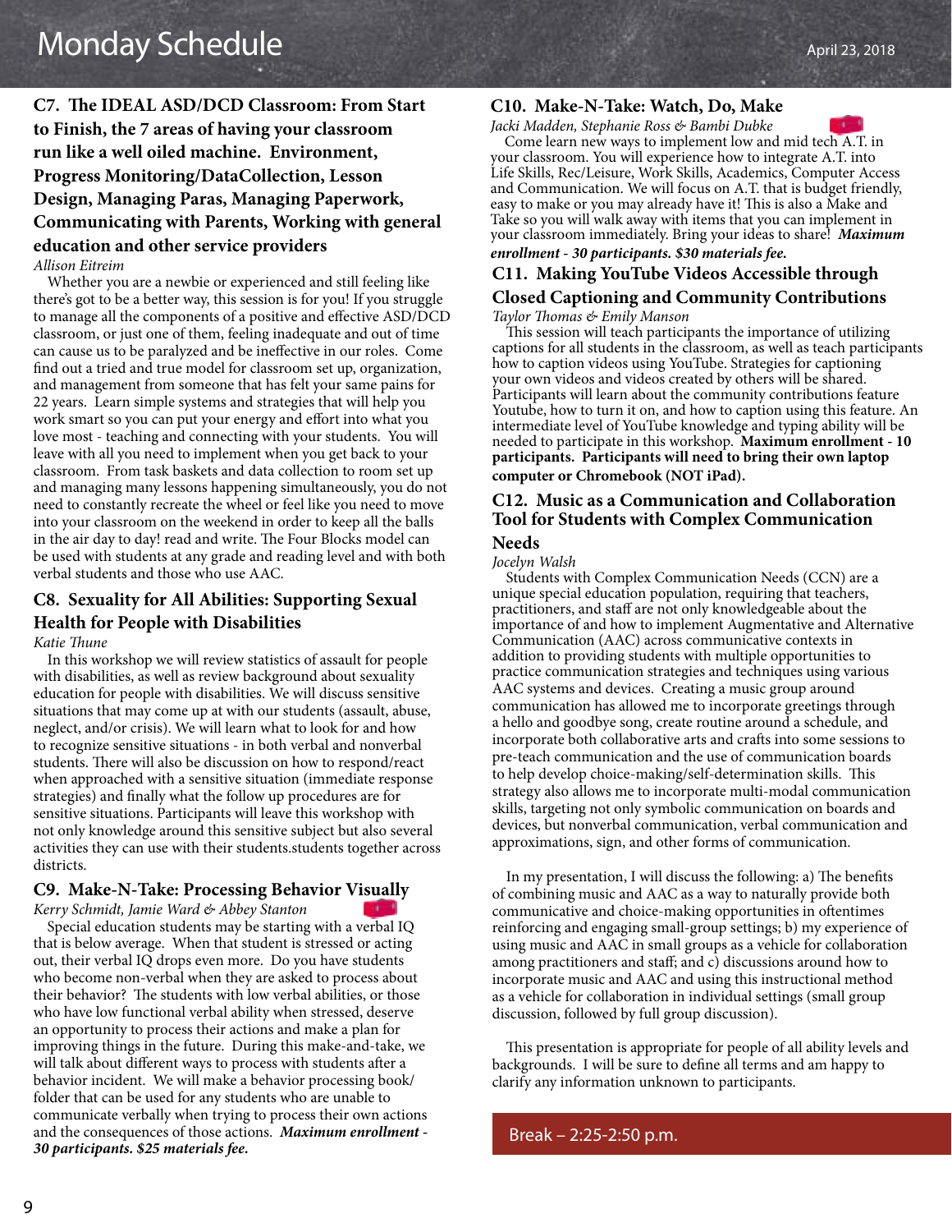# Monday Schedule

April 23, 2018

### C7. The IDEAL ASD/DCD Classroom: From Start to Finish, the 7 areas of having your classroom run like a well oiled machine. Environment, Progress Monitoring/DataCollection, Lesson Design, Managing Paras, Managing Paperwork, Communicating with Parents, Working with general education and other service providers

*Allison Eitreim*

Whether you are a newbie or experienced and still feeling like there's got to be a better way, this session is for you! If you struggle to manage all the components of a positive and effective ASD/DCD classroom, or just one of them, feeling inadequate and out of time can cause us to be paralyzed and be ineffective in our roles. Come find out a tried and true model for classroom set up, organization, and management from someone that has felt your same pains for 22 years. Learn simple systems and strategies that will help you work smart so you can put your energy and effort into what you love most - teaching and connecting with your students. You will leave with all you need to implement when you get back to your classroom. From task baskets and data collection to room set up and managing many lessons happening simultaneously, you do not need to constantly recreate the wheel or feel like you need to move into your classroom on the weekend in order to keep all the balls in the air day to day! read and write. The Four Blocks model can be used with students at any grade and reading level and with both verbal students and those who use AAC.

### C8. Sexuality for All Abilities: Supporting Sexual Health for People with Disabilities

*Katie Thune*

In this workshop we will review statistics of assault for people with disabilities, as well as review background about sexuality education for people with disabilities. We will discuss sensitive situations that may come up at with our students (assault, abuse, neglect, and/or crisis). We will learn what to look for and how to recognize sensitive situations - in both verbal and nonverbal students. There will also be discussion on how to respond/react when approached with a sensitive situation (immediate response strategies) and finally what the follow up procedures are for sensitive situations. Participants will leave this workshop with not only knowledge around this sensitive subject but also several activities they can use with their students.students together across districts.

### C9. Make-N-Take: Processing Behavior Visually

*Kerry Schmidt, Jamie Ward & Abbey Stanton*

Special education students may be starting with a verbal IQ that is below average. When that student is stressed or acting out, their verbal IQ drops even more. Do you have students who become non-verbal when they are asked to process about their behavior? The students with low verbal abilities, or those who have low functional verbal ability when stressed, deserve an opportunity to process their actions and make a plan for improving things in the future. During this make-and-take, we will talk about different ways to process with students after a behavior incident. We will make a behavior processing book/folder that can be used for any students who are unable to communicate verbally when trying to process their own actions and the consequences of those actions. ***Maximum enrollment - 30 participants. $25 materials fee.***

### C10. Make-N-Take: Watch, Do, Make

*Jacki Madden, Stephanie Ross & Bambi Dubke*

Come learn new ways to implement low and mid tech A.T. in your classroom. You will experience how to integrate A.T. into Life Skills, Rec/Leisure, Work Skills, Academics, Computer Access and Communication. We will focus on A.T. that is budget friendly, easy to make or you may already have it! This is also a Make and Take so you will walk away with items that you can implement in your classroom immediately. Bring your ideas to share! ***Maximum enrollment - 30 participants. $30 materials fee.***

### C11. Making YouTube Videos Accessible through Closed Captioning and Community Contributions

*Taylor Thomas & Emily Manson*

This session will teach participants the importance of utilizing captions for all students in the classroom, as well as teach participants how to caption videos using YouTube. Strategies for captioning your own videos and videos created by others will be shared. Participants will learn about the community contributions feature Youtube, how to turn it on, and how to caption using this feature. An intermediate level of YouTube knowledge and typing ability will be needed to participate in this workshop. **Maximum enrollment - 10 participants. Participants will need to bring their own laptop computer or Chromebook (NOT iPad).**

### C12. Music as a Communication and Collaboration Tool for Students with Complex Communication Needs

*Jocelyn Walsh*

Students with Complex Communication Needs (CCN) are a unique special education population, requiring that teachers, practitioners, and staff are not only knowledgeable about the importance of and how to implement Augmentative and Alternative Communication (AAC) across communicative contexts in addition to providing students with multiple opportunities to practice communication strategies and techniques using various AAC systems and devices. Creating a music group around communication has allowed me to incorporate greetings through a hello and goodbye song, create routine around a schedule, and incorporate both collaborative arts and crafts into some sessions to pre-teach communication and the use of communication boards to help develop choice-making/self-determination skills. This strategy also allows me to incorporate multi-modal communication skills, targeting not only symbolic communication on boards and devices, but nonverbal communication, verbal communication and approximations, sign, and other forms of communication.

In my presentation, I will discuss the following: a) The benefits of combining music and AAC as a way to naturally provide both communicative and choice-making opportunities in oftentimes reinforcing and engaging small-group settings; b) my experience of using music and AAC in small groups as a vehicle for collaboration among practitioners and staff; and c) discussions around how to incorporate music and AAC and using this instructional method as a vehicle for collaboration in individual settings (small group discussion, followed by full group discussion).

This presentation is appropriate for people of all ability levels and backgrounds. I will be sure to define all terms and am happy to clarify any information unknown to participants.

**Break – 2:25-2:50 p.m.**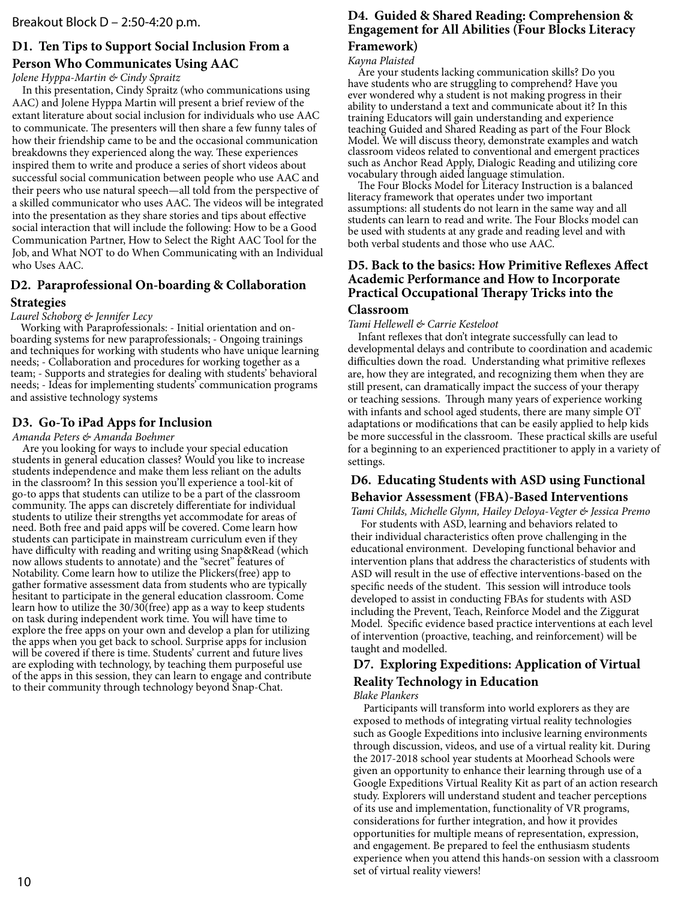## Breakout Block D – 2:50-4:20 p.m.

### D1. Ten Tips to Support Social Inclusion From a Person Who Communicates Using AAC

*Jolene Hyppa-Martin & Cindy Spraitz*

In this presentation, Cindy Spraitz (who communications using AAC) and Jolene Hyppa Martin will present a brief review of the extant literature about social inclusion for individuals who use AAC to communicate. The presenters will then share a few funny tales of how their friendship came to be and the occasional communication breakdowns they experienced along the way. These experiences inspired them to write and produce a series of short videos about successful social communication between people who use AAC and their peers who use natural speech—all told from the perspective of a skilled communicator who uses AAC. The videos will be integrated into the presentation as they share stories and tips about effective social interaction that will include the following: How to be a Good Communication Partner, How to Select the Right AAC Tool for the Job, and What NOT to do When Communicating with an Individual who Uses AAC.

### D2. Paraprofessional On-boarding & Collaboration Strategies

*Laurel Schoborg & Jennifer Lecy*

Working with Paraprofessionals: - Initial orientation and on-boarding systems for new paraprofessionals; - Ongoing trainings and techniques for working with students who have unique learning needs; - Collaboration and procedures for working together as a team; - Supports and strategies for dealing with students' behavioral needs; - Ideas for implementing students' communication programs and assistive technology systems

### D3. Go-To iPad Apps for Inclusion

*Amanda Peters & Amanda Boehmer*

Are you looking for ways to include your special education students in general education classes? Would you like to increase students independence and make them less reliant on the adults in the classroom? In this session you'll experience a tool-kit of go-to apps that students can utilize to be a part of the classroom community. The apps can discretely differentiate for individual students to utilize their strengths yet accommodate for areas of need. Both free and paid apps will be covered. Come learn how students can participate in mainstream curriculum even if they have difficulty with reading and writing using Snap&Read (which now allows students to annotate) and the "secret" features of Notability. Come learn how to utilize the Plickers(free) app to gather formative assessment data from students who are typically hesitant to participate in the general education classroom. Come learn how to utilize the 30/30(free) app as a way to keep students on task during independent work time. You will have time to explore the free apps on your own and develop a plan for utilizing the apps when you get back to school. Surprise apps for inclusion will be covered if there is time. Students' current and future lives are exploding with technology, by teaching them purposeful use of the apps in this session, they can learn to engage and contribute to their community through technology beyond Snap-Chat.

### D4. Guided & Shared Reading: Comprehension & Engagement for All Abilities (Four Blocks Literacy Framework)

*Kayna Plaisted*

Are your students lacking communication skills? Do you have students who are struggling to comprehend? Have you ever wondered why a student is not making progress in their ability to understand a text and communicate about it? In this training Educators will gain understanding and experience teaching Guided and Shared Reading as part of the Four Block Model. We will discuss theory, demonstrate examples and watch classroom videos related to conventional and emergent practices such as Anchor Read Apply, Dialogic Reading and utilizing core vocabulary through aided language stimulation.

The Four Blocks Model for Literacy Instruction is a balanced literacy framework that operates under two important assumptions: all students do not learn in the same way and all students can learn to read and write. The Four Blocks model can be used with students at any grade and reading level and with both verbal students and those who use AAC.

### D5. Back to the basics: How Primitive Reflexes Affect Academic Performance and How to Incorporate Practical Occupational Therapy Tricks into the Classroom

*Tami Hellewell & Carrie Kesteloot*

Infant reflexes that don't integrate successfully can lead to developmental delays and contribute to coordination and academic difficulties down the road. Understanding what primitive reflexes are, how they are integrated, and recognizing them when they are still present, can dramatically impact the success of your therapy or teaching sessions. Through many years of experience working with infants and school aged students, there are many simple OT adaptations or modifications that can be easily applied to help kids be more successful in the classroom. These practical skills are useful for a beginning to an experienced practitioner to apply in a variety of settings.

### D6. Educating Students with ASD using Functional Behavior Assessment (FBA)-Based Interventions

*Tami Childs, Michelle Glynn, Hailey Deloya-Vegter & Jessica Premo*

For students with ASD, learning and behaviors related to their individual characteristics often prove challenging in the educational environment. Developing functional behavior and intervention plans that address the characteristics of students with ASD will result in the use of effective interventions-based on the specific needs of the student. This session will introduce tools developed to assist in conducting FBAs for students with ASD including the Prevent, Teach, Reinforce Model and the Ziggurat Model. Specific evidence based practice interventions at each level of intervention (proactive, teaching, and reinforcement) will be taught and modelled.

### D7. Exploring Expeditions: Application of Virtual Reality Technology in Education

*Blake Plankers*

Participants will transform into world explorers as they are exposed to methods of integrating virtual reality technologies such as Google Expeditions into inclusive learning environments through discussion, videos, and use of a virtual reality kit. During the 2017-2018 school year students at Moorhead Schools were given an opportunity to enhance their learning through use of a Google Expeditions Virtual Reality Kit as part of an action research study. Explorers will understand student and teacher perceptions of its use and implementation, functionality of VR programs, considerations for further integration, and how it provides opportunities for multiple means of representation, expression, and engagement. Be prepared to feel the enthusiasm students experience when you attend this hands-on session with a classroom set of virtual reality viewers!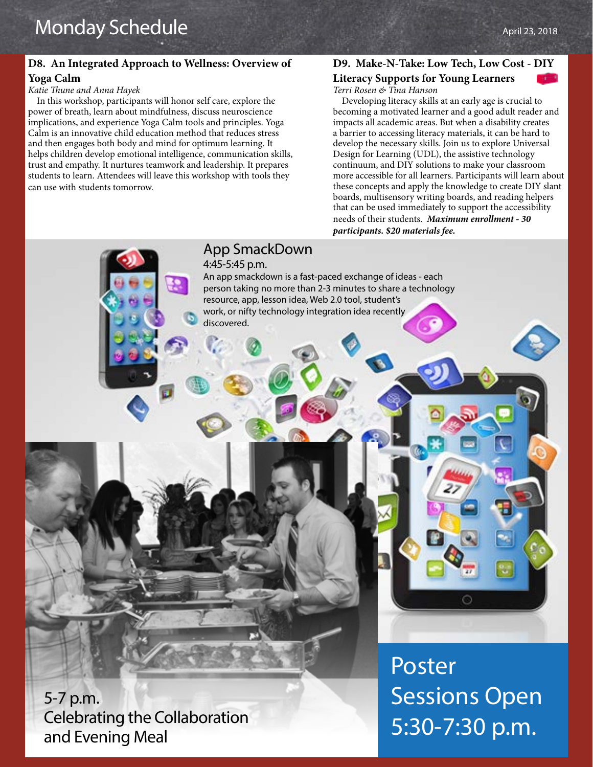# Monday Schedule

April 23, 2018

### D8. An Integrated Approach to Wellness: Overview of Yoga Calm

*Katie Thune and Anna Hayek*

In this workshop, participants will honor self care, explore the power of breath, learn about mindfulness, discuss neuroscience implications, and experience Yoga Calm tools and principles. Yoga Calm is an innovative child education method that reduces stress and then engages both body and mind for optimum learning. It helps children develop emotional intelligence, communication skills, trust and empathy. It nurtures teamwork and leadership. It prepares students to learn. Attendees will leave this workshop with tools they can use with students tomorrow.

### D9. Make-N-Take: Low Tech, Low Cost - DIY Literacy Supports for Young Learners

*Terri Rosen & Tina Hanson*

Developing literacy skills at an early age is crucial to becoming a motivated learner and a good adult reader and impacts all academic areas. But when a disability creates a barrier to accessing literacy materials, it can be hard to develop the necessary skills. Join us to explore Universal Design for Learning (UDL), the assistive technology continuum, and DIY solutions to make your classroom more accessible for all learners. Participants will learn about these concepts and apply the knowledge to create DIY slant boards, multisensory writing boards, and reading helpers that can be used immediately to support the accessibility needs of their students. ***Maximum enrollment - 30 participants. $20 materials fee.***

## App SmackDown

4:45-5:45 p.m.

An app smackdown is a fast-paced exchange of ideas - each person taking no more than 2-3 minutes to share a technology resource, app, lesson idea, Web 2.0 tool, student's work, or nifty technology integration idea recently discovered.

## 5-7 p.m. Celebrating the Collaboration and Evening Meal

## Poster Sessions Open 5:30-7:30 p.m.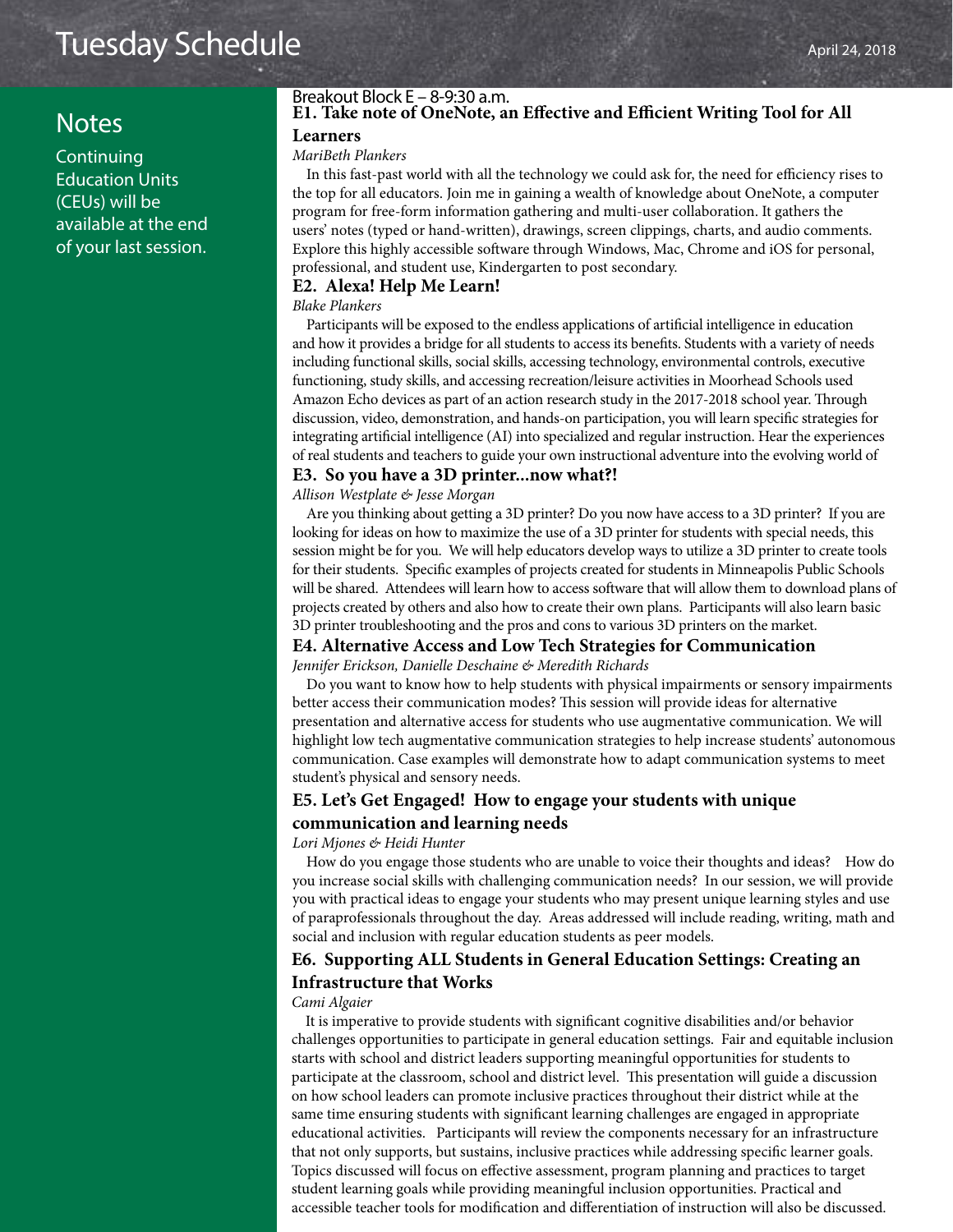# Tuesday Schedule

April 24, 2018

## Notes

Continuing Education Units (CEUs) will be available at the end of your last session.

## Breakout Block E – 8-9:30 a.m.

### E1. Take note of OneNote, an Effective and Efficient Writing Tool for All Learners

*MariBeth Plankers*

In this fast-past world with all the technology we could ask for, the need for efficiency rises to the top for all educators. Join me in gaining a wealth of knowledge about OneNote, a computer program for free-form information gathering and multi-user collaboration. It gathers the users' notes (typed or hand-written), drawings, screen clippings, charts, and audio comments. Explore this highly accessible software through Windows, Mac, Chrome and iOS for personal, professional, and student use, Kindergarten to post secondary.

### E2. Alexa! Help Me Learn!

*Blake Plankers*

Participants will be exposed to the endless applications of artificial intelligence in education and how it provides a bridge for all students to access its benefits. Students with a variety of needs including functional skills, social skills, accessing technology, environmental controls, executive functioning, study skills, and accessing recreation/leisure activities in Moorhead Schools used Amazon Echo devices as part of an action research study in the 2017-2018 school year. Through discussion, video, demonstration, and hands-on participation, you will learn specific strategies for integrating artificial intelligence (AI) into specialized and regular instruction. Hear the experiences of real students and teachers to guide your own instructional adventure into the evolving world of

### E3. So you have a 3D printer...now what?!

*Allison Westplate & Jesse Morgan*

Are you thinking about getting a 3D printer? Do you now have access to a 3D printer? If you are looking for ideas on how to maximize the use of a 3D printer for students with special needs, this session might be for you. We will help educators develop ways to utilize a 3D printer to create tools for their students. Specific examples of projects created for students in Minneapolis Public Schools will be shared. Attendees will learn how to access software that will allow them to download plans of projects created by others and also how to create their own plans. Participants will also learn basic 3D printer troubleshooting and the pros and cons to various 3D printers on the market.

### E4. Alternative Access and Low Tech Strategies for Communication

*Jennifer Erickson, Danielle Deschaine & Meredith Richards*

Do you want to know how to help students with physical impairments or sensory impairments better access their communication modes? This session will provide ideas for alternative presentation and alternative access for students who use augmentative communication. We will highlight low tech augmentative communication strategies to help increase students' autonomous communication. Case examples will demonstrate how to adapt communication systems to meet student's physical and sensory needs.

### E5. Let's Get Engaged! How to engage your students with unique communication and learning needs

*Lori Mjones & Heidi Hunter*

How do you engage those students who are unable to voice their thoughts and ideas? How do you increase social skills with challenging communication needs? In our session, we will provide you with practical ideas to engage your students who may present unique learning styles and use of paraprofessionals throughout the day. Areas addressed will include reading, writing, math and social and inclusion with regular education students as peer models.

### E6. Supporting ALL Students in General Education Settings: Creating an Infrastructure that Works

*Cami Algaier*

It is imperative to provide students with significant cognitive disabilities and/or behavior challenges opportunities to participate in general education settings. Fair and equitable inclusion starts with school and district leaders supporting meaningful opportunities for students to participate at the classroom, school and district level. This presentation will guide a discussion on how school leaders can promote inclusive practices throughout their district while at the same time ensuring students with significant learning challenges are engaged in appropriate educational activities. Participants will review the components necessary for an infrastructure that not only supports, but sustains, inclusive practices while addressing specific learner goals. Topics discussed will focus on effective assessment, program planning and practices to target student learning goals while providing meaningful inclusion opportunities. Practical and accessible teacher tools for modification and differentiation of instruction will also be discussed.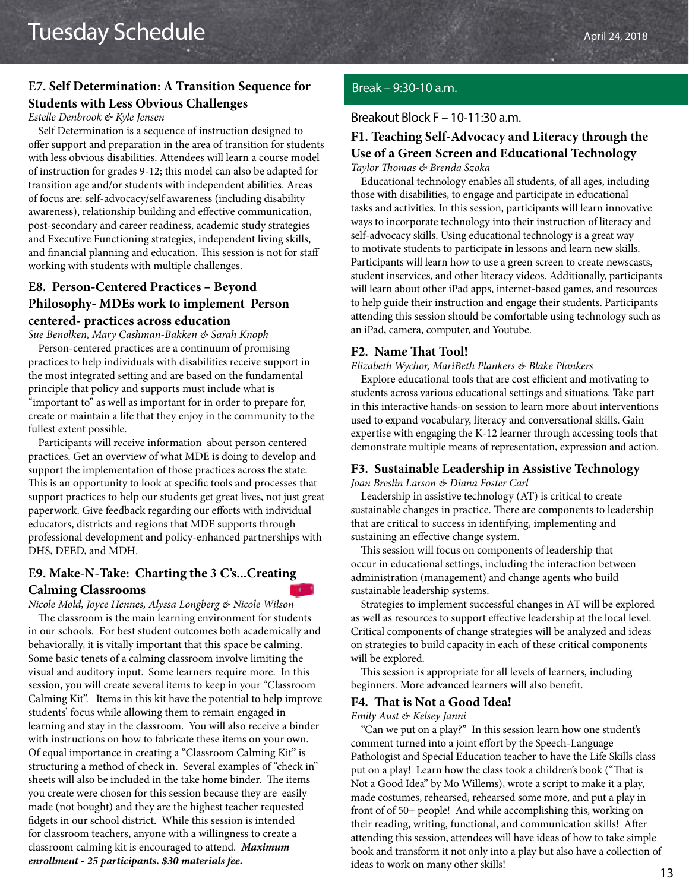### E7. Self Determination: A Transition Sequence for Students with Less Obvious Challenges

*Estelle Denbrook & Kyle Jensen*

Self Determination is a sequence of instruction designed to offer support and preparation in the area of transition for students with less obvious disabilities. Attendees will learn a course model of instruction for grades 9-12; this model can also be adapted for transition age and/or students with independent abilities. Areas of focus are: self-advocacy/self awareness (including disability awareness), relationship building and effective communication, post-secondary and career readiness, academic study strategies and Executive Functioning strategies, independent living skills, and financial planning and education. This session is not for staff working with students with multiple challenges.

### E8. Person-Centered Practices – Beyond Philosophy- MDEs work to implement Person centered- practices across education

*Sue Benolken, Mary Cashman-Bakken & Sarah Knoph*

Person-centered practices are a continuum of promising practices to help individuals with disabilities receive support in the most integrated setting and are based on the fundamental principle that policy and supports must include what is "important to" as well as important for in order to prepare for, create or maintain a life that they enjoy in the community to the fullest extent possible.

Participants will receive information about person centered practices. Get an overview of what MDE is doing to develop and support the implementation of those practices across the state. This is an opportunity to look at specific tools and processes that support practices to help our students get great lives, not just great paperwork. Give feedback regarding our efforts with individual educators, districts and regions that MDE supports through professional development and policy-enhanced partnerships with DHS, DEED, and MDH.

### E9. Make-N-Take: Charting the 3 C's...Creating Calming Classrooms

*Nicole Mold, Joyce Hennes, Alyssa Longberg & Nicole Wilson*

The classroom is the main learning environment for students in our schools. For best student outcomes both academically and behaviorally, it is vitally important that this space be calming. Some basic tenets of a calming classroom involve limiting the visual and auditory input. Some learners require more. In this session, you will create several items to keep in your "Classroom Calming Kit". Items in this kit have the potential to help improve students' focus while allowing them to remain engaged in learning and stay in the classroom. You will also receive a binder with instructions on how to fabricate these items on your own. Of equal importance in creating a "Classroom Calming Kit" is structuring a method of check in. Several examples of "check in" sheets will also be included in the take home binder. The items you create were chosen for this session because they are easily made (not bought) and they are the highest teacher requested fidgets in our school district. While this session is intended for classroom teachers, anyone with a willingness to create a classroom calming kit is encouraged to attend. ***Maximum enrollment - 25 participants. $30 materials fee.***

## Break – 9:30-10 a.m.

## Breakout Block F – 10-11:30 a.m.

### F1. Teaching Self-Advocacy and Literacy through the Use of a Green Screen and Educational Technology

*Taylor Thomas & Brenda Szoka*

Educational technology enables all students, of all ages, including those with disabilities, to engage and participate in educational tasks and activities. In this session, participants will learn innovative ways to incorporate technology into their instruction of literacy and self-advocacy skills. Using educational technology is a great way to motivate students to participate in lessons and learn new skills. Participants will learn how to use a green screen to create newscasts, student inservices, and other literacy videos. Additionally, participants will learn about other iPad apps, internet-based games, and resources to help guide their instruction and engage their students. Participants attending this session should be comfortable using technology such as an iPad, camera, computer, and Youtube.

### F2. Name That Tool!

*Elizabeth Wychor, MariBeth Plankers & Blake Plankers*

Explore educational tools that are cost efficient and motivating to students across various educational settings and situations. Take part in this interactive hands-on session to learn more about interventions used to expand vocabulary, literacy and conversational skills. Gain expertise with engaging the K-12 learner through accessing tools that demonstrate multiple means of representation, expression and action.

### F3. Sustainable Leadership in Assistive Technology

*Joan Breslin Larson & Diana Foster Carl*

Leadership in assistive technology (AT) is critical to create sustainable changes in practice. There are components to leadership that are critical to success in identifying, implementing and sustaining an effective change system.

This session will focus on components of leadership that occur in educational settings, including the interaction between administration (management) and change agents who build sustainable leadership systems.

Strategies to implement successful changes in AT will be explored as well as resources to support effective leadership at the local level. Critical components of change strategies will be analyzed and ideas on strategies to build capacity in each of these critical components will be explored.

This session is appropriate for all levels of learners, including beginners. More advanced learners will also benefit.

### F4. That is Not a Good Idea!

*Emily Aust & Kelsey Janni*

"Can we put on a play?" In this session learn how one student's comment turned into a joint effort by the Speech-Language Pathologist and Special Education teacher to have the Life Skills class put on a play! Learn how the class took a children's book ("That is Not a Good Idea" by Mo Willems), wrote a script to make it a play, made costumes, rehearsed, rehearsed some more, and put a play in front of of 50+ people! And while accomplishing this, working on their reading, writing, functional, and communication skills! After attending this session, attendees will have ideas of how to take simple book and transform it not only into a play but also have a collection of ideas to work on many other skills!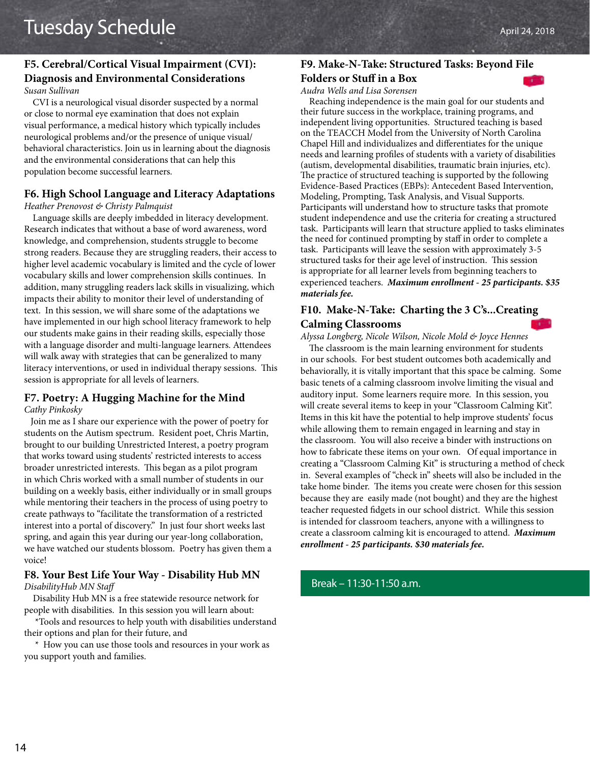# Tuesday Schedule

April 24, 2018

### F5. Cerebral/Cortical Visual Impairment (CVI): Diagnosis and Environmental Considerations

*Susan Sullivan*

CVI is a neurological visual disorder suspected by a normal or close to normal eye examination that does not explain visual performance, a medical history which typically includes neurological problems and/or the presence of unique visual/behavioral characteristics. Join us in learning about the diagnosis and the environmental considerations that can help this population become successful learners.

### F6. High School Language and Literacy Adaptations

*Heather Prenovost & Christy Palmquist*

Language skills are deeply imbedded in literacy development. Research indicates that without a base of word awareness, word knowledge, and comprehension, students struggle to become strong readers. Because they are struggling readers, their access to higher level academic vocabulary is limited and the cycle of lower vocabulary skills and lower comprehension skills continues. In addition, many struggling readers lack skills in visualizing, which impacts their ability to monitor their level of understanding of text. In this session, we will share some of the adaptations we have implemented in our high school literacy framework to help our students make gains in their reading skills, especially those with a language disorder and multi-language learners. Attendees will walk away with strategies that can be generalized to many literacy interventions, or used in individual therapy sessions. This session is appropriate for all levels of learners.

### F7. Poetry: A Hugging Machine for the Mind

*Cathy Pinkosky*

Join me as I share our experience with the power of poetry for students on the Autism spectrum. Resident poet, Chris Martin, brought to our building Unrestricted Interest, a poetry program that works toward using students' restricted interests to access broader unrestricted interests. This began as a pilot program in which Chris worked with a small number of students in our building on a weekly basis, either individually or in small groups while mentoring their teachers in the process of using poetry to create pathways to "facilitate the transformation of a restricted interest into a portal of discovery." In just four short weeks last spring, and again this year during our year-long collaboration, we have watched our students blossom. Poetry has given them a voice!

### F8. Your Best Life Your Way - Disability Hub MN

*DisabilityHub MN Staff*

Disability Hub MN is a free statewide resource network for people with disabilities. In this session you will learn about:

*Tools and resources to help youth with disabilities understand their options and plan for their future, and

* How you can use those tools and resources in your work as you support youth and families.

### F9. Make-N-Take: Structured Tasks: Beyond File Folders or Stuff in a Box

*Audra Wells and Lisa Sorensen*

Reaching independence is the main goal for our students and their future success in the workplace, training programs, and independent living opportunities. Structured teaching is based on the TEACCH Model from the University of North Carolina Chapel Hill and individualizes and differentiates for the unique needs and learning profiles of students with a variety of disabilities (autism, developmental disabilities, traumatic brain injuries, etc). The practice of structured teaching is supported by the following Evidence-Based Practices (EBPs): Antecedent Based Intervention, Modeling, Prompting, Task Analysis, and Visual Supports. Participants will understand how to structure tasks that promote student independence and use the criteria for creating a structured task. Participants will learn that structure applied to tasks eliminates the need for continued prompting by staff in order to complete a task. Participants will leave the session with approximately 3-5 structured tasks for their age level of instruction. This session is appropriate for all learner levels from beginning teachers to experienced teachers. ***Maximum enrollment - 25 participants. $35 materials fee.***

### F10. Make-N-Take: Charting the 3 C's...Creating Calming Classrooms

*Alyssa Longberg, Nicole Wilson, Nicole Mold & Joyce Hennes*

The classroom is the main learning environment for students in our schools. For best student outcomes both academically and behaviorally, it is vitally important that this space be calming. Some basic tenets of a calming classroom involve limiting the visual and auditory input. Some learners require more. In this session, you will create several items to keep in your "Classroom Calming Kit". Items in this kit have the potential to help improve students' focus while allowing them to remain engaged in learning and stay in the classroom. You will also receive a binder with instructions on how to fabricate these items on your own. Of equal importance in creating a "Classroom Calming Kit" is structuring a method of check in. Several examples of "check in" sheets will also be included in the take home binder. The items you create were chosen for this session because they are easily made (not bought) and they are the highest teacher requested fidgets in our school district. While this session is intended for classroom teachers, anyone with a willingness to create a classroom calming kit is encouraged to attend. ***Maximum enrollment - 25 participants. $30 materials fee.***

**Break – 11:30-11:50 a.m.**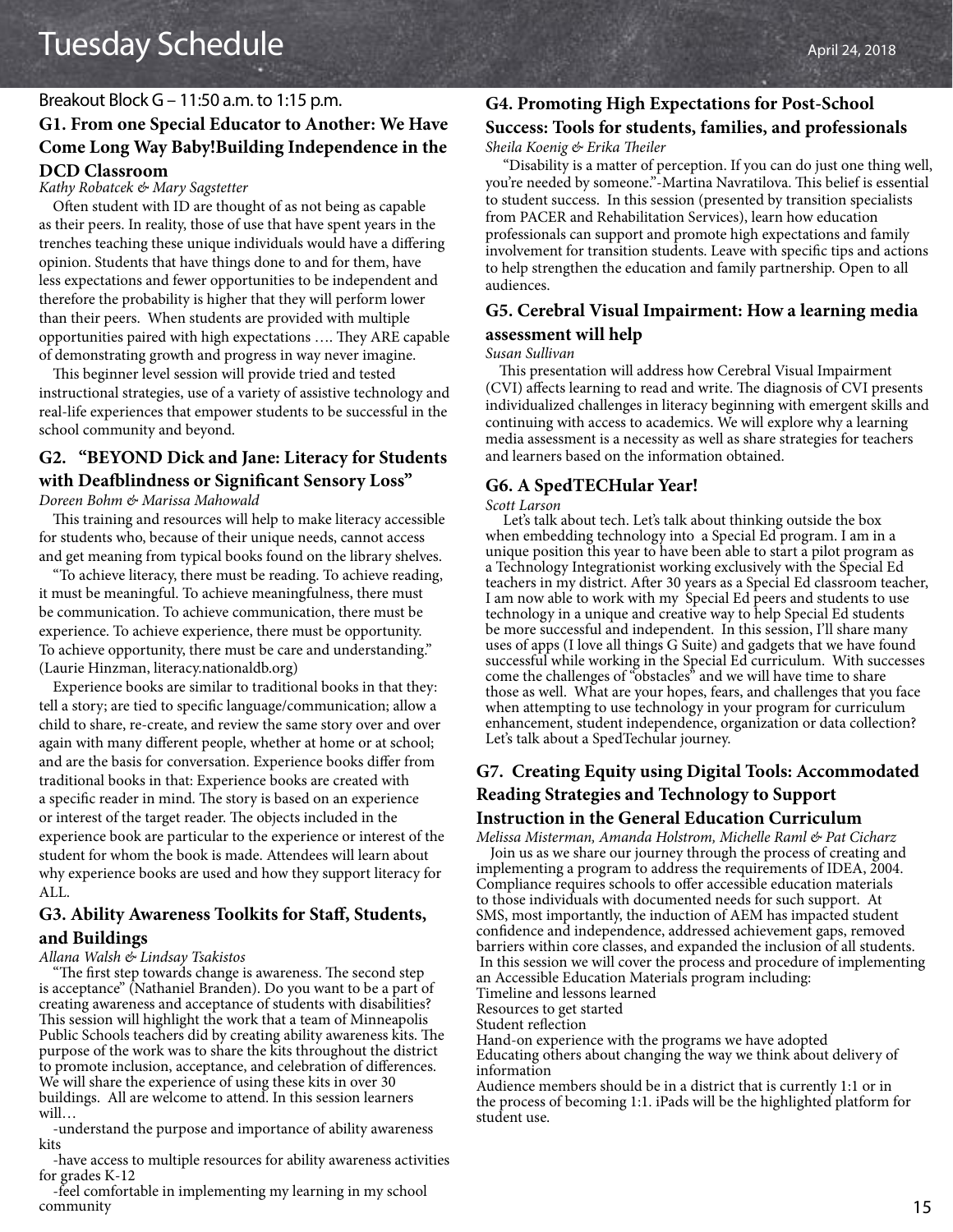# Tuesday Schedule

April 24, 2018

## Breakout Block G – 11:50 a.m. to 1:15 p.m.

### G1. From one Special Educator to Another: We Have Come Long Way Baby!Building Independence in the DCD Classroom

*Kathy Robatcek & Mary Sagstetter*

Often student with ID are thought of as not being as capable as their peers. In reality, those of use that have spent years in the trenches teaching these unique individuals would have a differing opinion. Students that have things done to and for them, have less expectations and fewer opportunities to be independent and therefore the probability is higher that they will perform lower than their peers. When students are provided with multiple opportunities paired with high expectations …. They ARE capable of demonstrating growth and progress in way never imagine.

This beginner level session will provide tried and tested instructional strategies, use of a variety of assistive technology and real-life experiences that empower students to be successful in the school community and beyond.

### G2. "BEYOND Dick and Jane: Literacy for Students with Deafblindness or Significant Sensory Loss"

*Doreen Bohm & Marissa Mahowald*

This training and resources will help to make literacy accessible for students who, because of their unique needs, cannot access and get meaning from typical books found on the library shelves.

"To achieve literacy, there must be reading. To achieve reading, it must be meaningful. To achieve meaningfulness, there must be communication. To achieve communication, there must be experience. To achieve experience, there must be opportunity. To achieve opportunity, there must be care and understanding." (Laurie Hinzman, literacy.nationaldb.org)

Experience books are similar to traditional books in that they: tell a story; are tied to specific language/communication; allow a child to share, re-create, and review the same story over and over again with many different people, whether at home or at school; and are the basis for conversation. Experience books differ from traditional books in that: Experience books are created with a specific reader in mind. The story is based on an experience or interest of the target reader. The objects included in the experience book are particular to the experience or interest of the student for whom the book is made. Attendees will learn about why experience books are used and how they support literacy for ALL.

### G3. Ability Awareness Toolkits for Staff, Students, and Buildings

*Allana Walsh & Lindsay Tsakistos*

"The first step towards change is awareness. The second step is acceptance" (Nathaniel Branden). Do you want to be a part of creating awareness and acceptance of students with disabilities? This session will highlight the work that a team of Minneapolis Public Schools teachers did by creating ability awareness kits. The purpose of the work was to share the kits throughout the district to promote inclusion, acceptance, and celebration of differences. We will share the experience of using these kits in over 30 buildings. All are welcome to attend. In this session learners will…

-understand the purpose and importance of ability awareness kits

-have access to multiple resources for ability awareness activities for grades K-12

-feel comfortable in implementing my learning in my school community

### G4. Promoting High Expectations for Post-School Success: Tools for students, families, and professionals

*Sheila Koenig & Erika Theiler*

"Disability is a matter of perception. If you can do just one thing well, you're needed by someone."-Martina Navratilova. This belief is essential to student success. In this session (presented by transition specialists from PACER and Rehabilitation Services), learn how education professionals can support and promote high expectations and family involvement for transition students. Leave with specific tips and actions to help strengthen the education and family partnership. Open to all audiences.

### G5. Cerebral Visual Impairment: How a learning media assessment will help

*Susan Sullivan*

This presentation will address how Cerebral Visual Impairment (CVI) affects learning to read and write. The diagnosis of CVI presents individualized challenges in literacy beginning with emergent skills and continuing with access to academics. We will explore why a learning media assessment is a necessity as well as share strategies for teachers and learners based on the information obtained.

### G6. A SpedTECHular Year!

*Scott Larson*

Let's talk about tech. Let's talk about thinking outside the box when embedding technology into a Special Ed program. I am in a unique position this year to have been able to start a pilot program as a Technology Integrationist working exclusively with the Special Ed teachers in my district. After 30 years as a Special Ed classroom teacher, I am now able to work with my Special Ed peers and students to use technology in a unique and creative way to help Special Ed students be more successful and independent. In this session, I'll share many uses of apps (I love all things G Suite) and gadgets that we have found successful while working in the Special Ed curriculum. With successes come the challenges of "obstacles" and we will have time to share those as well. What are your hopes, fears, and challenges that you face when attempting to use technology in your program for curriculum enhancement, student independence, organization or data collection? Let's talk about a SpedTechular journey.

### G7. Creating Equity using Digital Tools: Accommodated Reading Strategies and Technology to Support Instruction in the General Education Curriculum

*Melissa Misterman, Amanda Holstrom, Michelle Raml & Pat Cicharz*

Join us as we share our journey through the process of creating and implementing a program to address the requirements of IDEA, 2004. Compliance requires schools to offer accessible education materials to those individuals with documented needs for such support. At SMS, most importantly, the induction of AEM has impacted student confidence and independence, addressed achievement gaps, removed barriers within core classes, and expanded the inclusion of all students. In this session we will cover the process and procedure of implementing an Accessible Education Materials program including:

Timeline and lessons learned

Resources to get started

Student reflection

Hand-on experience with the programs we have adopted

Educating others about changing the way we think about delivery of information

Audience members should be in a district that is currently 1:1 or in the process of becoming 1:1. iPads will be the highlighted platform for student use.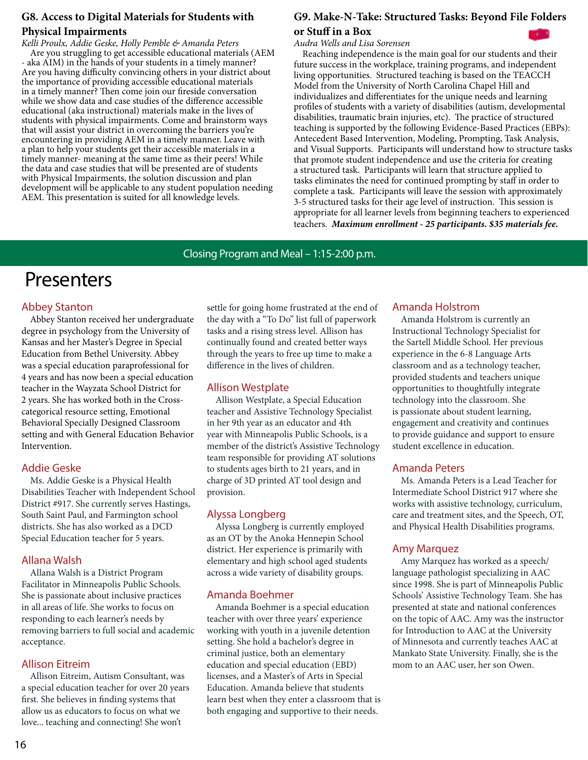### G8. Access to Digital Materials for Students with Physical Impairments

*Kelli Proulx, Addie Geske, Holly Pemble & Amanda Peters*

Are you struggling to get accessible educational materials (AEM - aka AIM) in the hands of your students in a timely manner? Are you having difficulty convincing others in your district about the importance of providing accessible educational materials in a timely manner? Then come join our fireside conversation while we show data and case studies of the difference accessible educational (aka instructional) materials make in the lives of students with physical impairments. Come and brainstorm ways that will assist your district in overcoming the barriers you're encountering in providing AEM in a timely manner. Leave with a plan to help your students get their accessible materials in a timely manner- meaning at the same time as their peers! While the data and case studies that will be presented are of students with Physical Impairments, the solution discussion and plan development will be applicable to any student population needing AEM. This presentation is suited for all knowledge levels.

### G9. Make-N-Take: Structured Tasks: Beyond File Folders or Stuff in a Box

*Audra Wells and Lisa Sorensen*

Reaching independence is the main goal for our students and their future success in the workplace, training programs, and independent living opportunities. Structured teaching is based on the TEACCH Model from the University of North Carolina Chapel Hill and individualizes and differentiates for the unique needs and learning profiles of students with a variety of disabilities (autism, developmental disabilities, traumatic brain injuries, etc). The practice of structured teaching is supported by the following Evidence-Based Practices (EBPs): Antecedent Based Intervention, Modeling, Prompting, Task Analysis, and Visual Supports. Participants will understand how to structure tasks that promote student independence and use the criteria for creating a structured task. Participants will learn that structure applied to tasks eliminates the need for continued prompting by staff in order to complete a task. Participants will leave the session with approximately 3-5 structured tasks for their age level of instruction. This session is appropriate for all learner levels from beginning teachers to experienced teachers. ***Maximum enrollment - 25 participants. $35 materials fee.***

Closing Program and Meal – 1:15-2:00 p.m.

# Presenters

## Abbey Stanton

Abbey Stanton received her undergraduate degree in psychology from the University of Kansas and her Master's Degree in Special Education from Bethel University. Abbey was a special education paraprofessional for 4 years and has now been a special education teacher in the Wayzata School District for 2 years. She has worked both in the Cross-categorical resource setting, Emotional Behavioral Specially Designed Classroom setting and with General Education Behavior Intervention.

## Addie Geske

Ms. Addie Geske is a Physical Health Disabilities Teacher with Independent School District #917. She currently serves Hastings, South Saint Paul, and Farmington school districts. She has also worked as a DCD Special Education teacher for 5 years.

## Allana Walsh

Allana Walsh is a District Program Facilitator in Minneapolis Public Schools. She is passionate about inclusive practices in all areas of life. She works to focus on responding to each learner's needs by removing barriers to full social and academic acceptance.

## Allison Eitreim

Allison Eitreim, Autism Consultant, was a special education teacher for over 20 years first. She believes in finding systems that allow us as educators to focus on what we love... teaching and connecting! She won't settle for going home frustrated at the end of the day with a "To Do" list full of paperwork tasks and a rising stress level. Allison has continually found and created better ways through the years to free up time to make a difference in the lives of children.

## Allison Westplate

Allison Westplate, a Special Education teacher and Assistive Technology Specialist in her 9th year as an educator and 4th year with Minneapolis Public Schools, is a member of the district's Assistive Technology team responsible for providing AT solutions to students ages birth to 21 years, and in charge of 3D printed AT tool design and provision.

## Alyssa Longberg

Alyssa Longberg is currently employed as an OT by the Anoka Hennepin School district. Her experience is primarily with elementary and high school aged students across a wide variety of disability groups.

## Amanda Boehmer

Amanda Boehmer is a special education teacher with over three years' experience working with youth in a juvenile detention setting. She hold a bachelor's degree in criminal justice, both an elementary education and special education (EBD) licenses, and a Master's of Arts in Special Education. Amanda believe that students learn best when they enter a classroom that is both engaging and supportive to their needs.

## Amanda Holstrom

Amanda Holstrom is currently an Instructional Technology Specialist for the Sartell Middle School. Her previous experience in the 6-8 Language Arts classroom and as a technology teacher, provided students and teachers unique opportunities to thoughtfully integrate technology into the classroom. She is passionate about student learning, engagement and creativity and continues to provide guidance and support to ensure student excellence in education.

## Amanda Peters

Ms. Amanda Peters is a Lead Teacher for Intermediate School District 917 where she works with assistive technology, curriculum, care and treatment sites, and the Speech, OT, and Physical Health Disabilities programs.

## Amy Marquez

Amy Marquez has worked as a speech/language pathologist specializing in AAC since 1998. She is part of Minneapolis Public Schools' Assistive Technology Team. She has presented at state and national conferences on the topic of AAC. Amy was the instructor for Introduction to AAC at the University of Minnesota and currently teaches AAC at Mankato State University. Finally, she is the mom to an AAC user, her son Owen.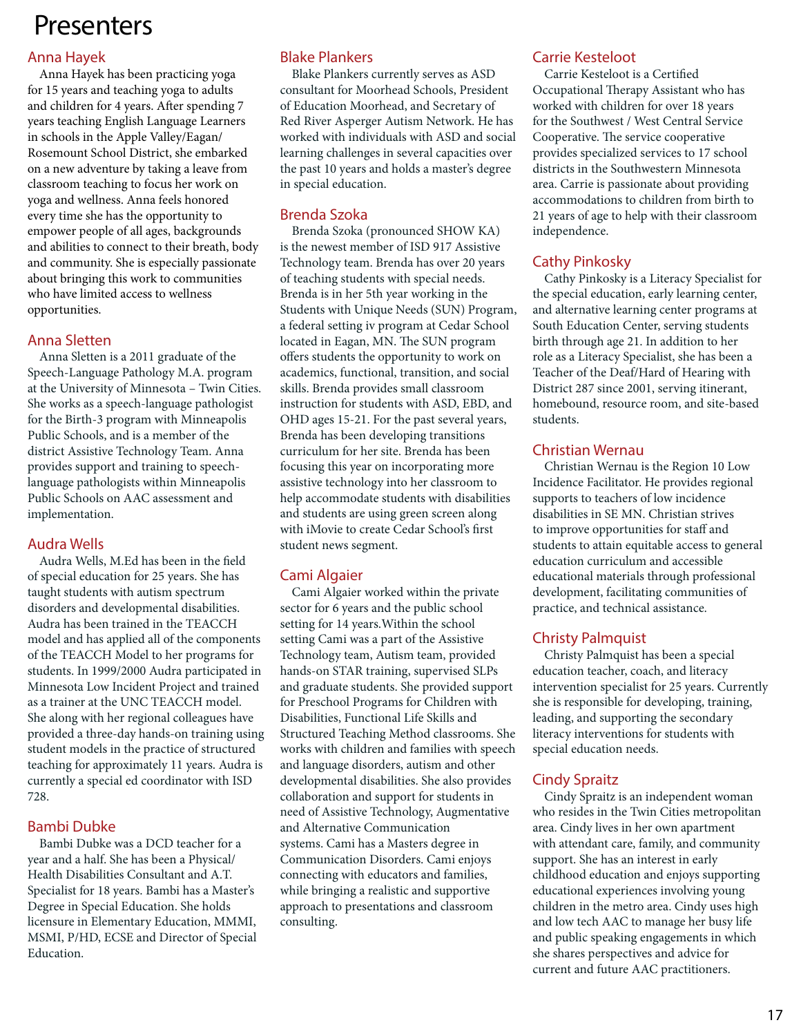# Presenters

## Anna Hayek

Anna Hayek has been practicing yoga for 15 years and teaching yoga to adults and children for 4 years. After spending 7 years teaching English Language Learners in schools in the Apple Valley/Eagan/Rosemount School District, she embarked on a new adventure by taking a leave from classroom teaching to focus her work on yoga and wellness. Anna feels honored every time she has the opportunity to empower people of all ages, backgrounds and abilities to connect to their breath, body and community. She is especially passionate about bringing this work to communities who have limited access to wellness opportunities.

## Anna Sletten

Anna Sletten is a 2011 graduate of the Speech-Language Pathology M.A. program at the University of Minnesota – Twin Cities. She works as a speech-language pathologist for the Birth-3 program with Minneapolis Public Schools, and is a member of the district Assistive Technology Team. Anna provides support and training to speech-language pathologists within Minneapolis Public Schools on AAC assessment and implementation.

## Audra Wells

Audra Wells, M.Ed has been in the field of special education for 25 years. She has taught students with autism spectrum disorders and developmental disabilities. Audra has been trained in the TEACCH model and has applied all of the components of the TEACCH Model to her programs for students. In 1999/2000 Audra participated in Minnesota Low Incident Project and trained as a trainer at the UNC TEACCH model. She along with her regional colleagues have provided a three-day hands-on training using student models in the practice of structured teaching for approximately 11 years. Audra is currently a special ed coordinator with ISD 728.

## Bambi Dubke

Bambi Dubke was a DCD teacher for a year and a half. She has been a Physical/Health Disabilities Consultant and A.T. Specialist for 18 years. Bambi has a Master's Degree in Special Education. She holds licensure in Elementary Education, MMMI, MSMI, P/HD, ECSE and Director of Special Education.

## Blake Plankers

Blake Plankers currently serves as ASD consultant for Moorhead Schools, President of Education Moorhead, and Secretary of Red River Asperger Autism Network. He has worked with individuals with ASD and social learning challenges in several capacities over the past 10 years and holds a master's degree in special education.

## Brenda Szoka

Brenda Szoka (pronounced SHOW KA) is the newest member of ISD 917 Assistive Technology team. Brenda has over 20 years of teaching students with special needs. Brenda is in her 5th year working in the Students with Unique Needs (SUN) Program, a federal setting iv program at Cedar School located in Eagan, MN. The SUN program offers students the opportunity to work on academics, functional, transition, and social skills. Brenda provides small classroom instruction for students with ASD, EBD, and OHD ages 15-21. For the past several years, Brenda has been developing transitions curriculum for her site. Brenda has been focusing this year on incorporating more assistive technology into her classroom to help accommodate students with disabilities and students are using green screen along with iMovie to create Cedar School's first student news segment.

## Cami Algaier

Cami Algaier worked within the private sector for 6 years and the public school setting for 14 years.Within the school setting Cami was a part of the Assistive Technology team, Autism team, provided hands-on STAR training, supervised SLPs and graduate students. She provided support for Preschool Programs for Children with Disabilities, Functional Life Skills and Structured Teaching Method classrooms. She works with children and families with speech and language disorders, autism and other developmental disabilities. She also provides collaboration and support for students in need of Assistive Technology, Augmentative and Alternative Communication systems. Cami has a Masters degree in Communication Disorders. Cami enjoys connecting with educators and families, while bringing a realistic and supportive approach to presentations and classroom consulting.

## Carrie Kesteloot

Carrie Kesteloot is a Certified Occupational Therapy Assistant who has worked with children for over 18 years for the Southwest / West Central Service Cooperative. The service cooperative provides specialized services to 17 school districts in the Southwestern Minnesota area. Carrie is passionate about providing accommodations to children from birth to 21 years of age to help with their classroom independence.

## Cathy Pinkosky

Cathy Pinkosky is a Literacy Specialist for the special education, early learning center, and alternative learning center programs at South Education Center, serving students birth through age 21. In addition to her role as a Literacy Specialist, she has been a Teacher of the Deaf/Hard of Hearing with District 287 since 2001, serving itinerant, homebound, resource room, and site-based students.

## Christian Wernau

Christian Wernau is the Region 10 Low Incidence Facilitator. He provides regional supports to teachers of low incidence disabilities in SE MN. Christian strives to improve opportunities for staff and students to attain equitable access to general education curriculum and accessible educational materials through professional development, facilitating communities of practice, and technical assistance.

## Christy Palmquist

Christy Palmquist has been a special education teacher, coach, and literacy intervention specialist for 25 years. Currently she is responsible for developing, training, leading, and supporting the secondary literacy interventions for students with special education needs.

## Cindy Spraitz

Cindy Spraitz is an independent woman who resides in the Twin Cities metropolitan area. Cindy lives in her own apartment with attendant care, family, and community support. She has an interest in early childhood education and enjoys supporting educational experiences involving young children in the metro area. Cindy uses high and low tech AAC to manage her busy life and public speaking engagements in which she shares perspectives and advice for current and future AAC practitioners.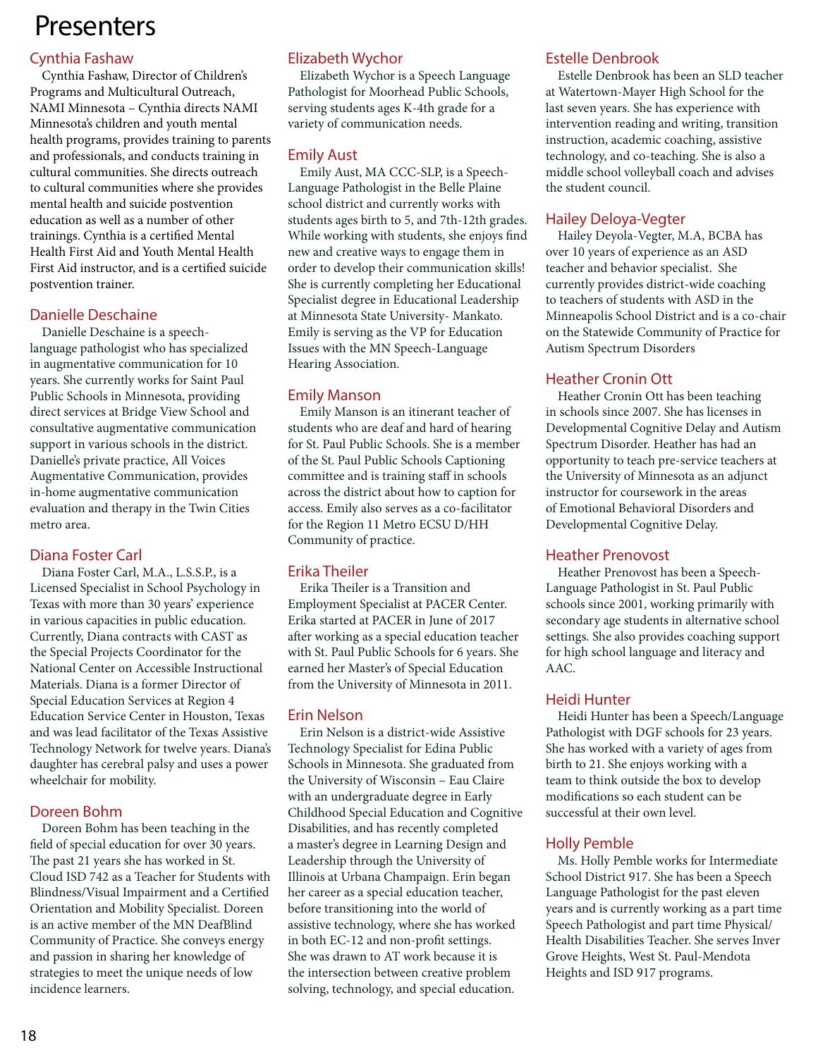# Presenters

## Cynthia Fashaw

Cynthia Fashaw, Director of Children's Programs and Multicultural Outreach, NAMI Minnesota – Cynthia directs NAMI Minnesota's children and youth mental health programs, provides training to parents and professionals, and conducts training in cultural communities. She directs outreach to cultural communities where she provides mental health and suicide postvention education as well as a number of other trainings. Cynthia is a certified Mental Health First Aid and Youth Mental Health First Aid instructor, and is a certified suicide postvention trainer.

## Danielle Deschaine

Danielle Deschaine is a speech-language pathologist who has specialized in augmentative communication for 10 years. She currently works for Saint Paul Public Schools in Minnesota, providing direct services at Bridge View School and consultative augmentative communication support in various schools in the district. Danielle's private practice, All Voices Augmentative Communication, provides in-home augmentative communication evaluation and therapy in the Twin Cities metro area.

## Diana Foster Carl

Diana Foster Carl, M.A., L.S.S.P., is a Licensed Specialist in School Psychology in Texas with more than 30 years' experience in various capacities in public education. Currently, Diana contracts with CAST as the Special Projects Coordinator for the National Center on Accessible Instructional Materials. Diana is a former Director of Special Education Services at Region 4 Education Service Center in Houston, Texas and was lead facilitator of the Texas Assistive Technology Network for twelve years. Diana's daughter has cerebral palsy and uses a power wheelchair for mobility.

## Doreen Bohm

Doreen Bohm has been teaching in the field of special education for over 30 years. The past 21 years she has worked in St. Cloud ISD 742 as a Teacher for Students with Blindness/Visual Impairment and a Certified Orientation and Mobility Specialist. Doreen is an active member of the MN DeafBlind Community of Practice. She conveys energy and passion in sharing her knowledge of strategies to meet the unique needs of low incidence learners.

## Elizabeth Wychor

Elizabeth Wychor is a Speech Language Pathologist for Moorhead Public Schools, serving students ages K-4th grade for a variety of communication needs.

## Emily Aust

Emily Aust, MA CCC-SLP, is a Speech-Language Pathologist in the Belle Plaine school district and currently works with students ages birth to 5, and 7th-12th grades. While working with students, she enjoys find new and creative ways to engage them in order to develop their communication skills! She is currently completing her Educational Specialist degree in Educational Leadership at Minnesota State University- Mankato. Emily is serving as the VP for Education Issues with the MN Speech-Language Hearing Association.

## Emily Manson

Emily Manson is an itinerant teacher of students who are deaf and hard of hearing for St. Paul Public Schools. She is a member of the St. Paul Public Schools Captioning committee and is training staff in schools across the district about how to caption for access. Emily also serves as a co-facilitator for the Region 11 Metro ECSU D/HH Community of practice.

## Erika Theiler

Erika Theiler is a Transition and Employment Specialist at PACER Center. Erika started at PACER in June of 2017 after working as a special education teacher with St. Paul Public Schools for 6 years. She earned her Master's of Special Education from the University of Minnesota in 2011.

## Erin Nelson

Erin Nelson is a district-wide Assistive Technology Specialist for Edina Public Schools in Minnesota. She graduated from the University of Wisconsin – Eau Claire with an undergraduate degree in Early Childhood Special Education and Cognitive Disabilities, and has recently completed a master's degree in Learning Design and Leadership through the University of Illinois at Urbana Champaign. Erin began her career as a special education teacher, before transitioning into the world of assistive technology, where she has worked in both EC-12 and non-profit settings. She was drawn to AT work because it is the intersection between creative problem solving, technology, and special education.

## Estelle Denbrook

Estelle Denbrook has been an SLD teacher at Watertown-Mayer High School for the last seven years. She has experience with intervention reading and writing, transition instruction, academic coaching, assistive technology, and co-teaching. She is also a middle school volleyball coach and advises the student council.

## Hailey Deloya-Vegter

Hailey Deyola-Vegter, M.A, BCBA has over 10 years of experience as an ASD teacher and behavior specialist. She currently provides district-wide coaching to teachers of students with ASD in the Minneapolis School District and is a co-chair on the Statewide Community of Practice for Autism Spectrum Disorders

## Heather Cronin Ott

Heather Cronin Ott has been teaching in schools since 2007. She has licenses in Developmental Cognitive Delay and Autism Spectrum Disorder. Heather has had an opportunity to teach pre-service teachers at the University of Minnesota as an adjunct instructor for coursework in the areas of Emotional Behavioral Disorders and Developmental Cognitive Delay.

## Heather Prenovost

Heather Prenovost has been a Speech-Language Pathologist in St. Paul Public schools since 2001, working primarily with secondary age students in alternative school settings. She also provides coaching support for high school language and literacy and AAC.

## Heidi Hunter

Heidi Hunter has been a Speech/Language Pathologist with DGF schools for 23 years. She has worked with a variety of ages from birth to 21. She enjoys working with a team to think outside the box to develop modifications so each student can be successful at their own level.

## Holly Pemble

Ms. Holly Pemble works for Intermediate School District 917. She has been a Speech Language Pathologist for the past eleven years and is currently working as a part time Speech Pathologist and part time Physical/Health Disabilities Teacher. She serves Inver Grove Heights, West St. Paul-Mendota Heights and ISD 917 programs.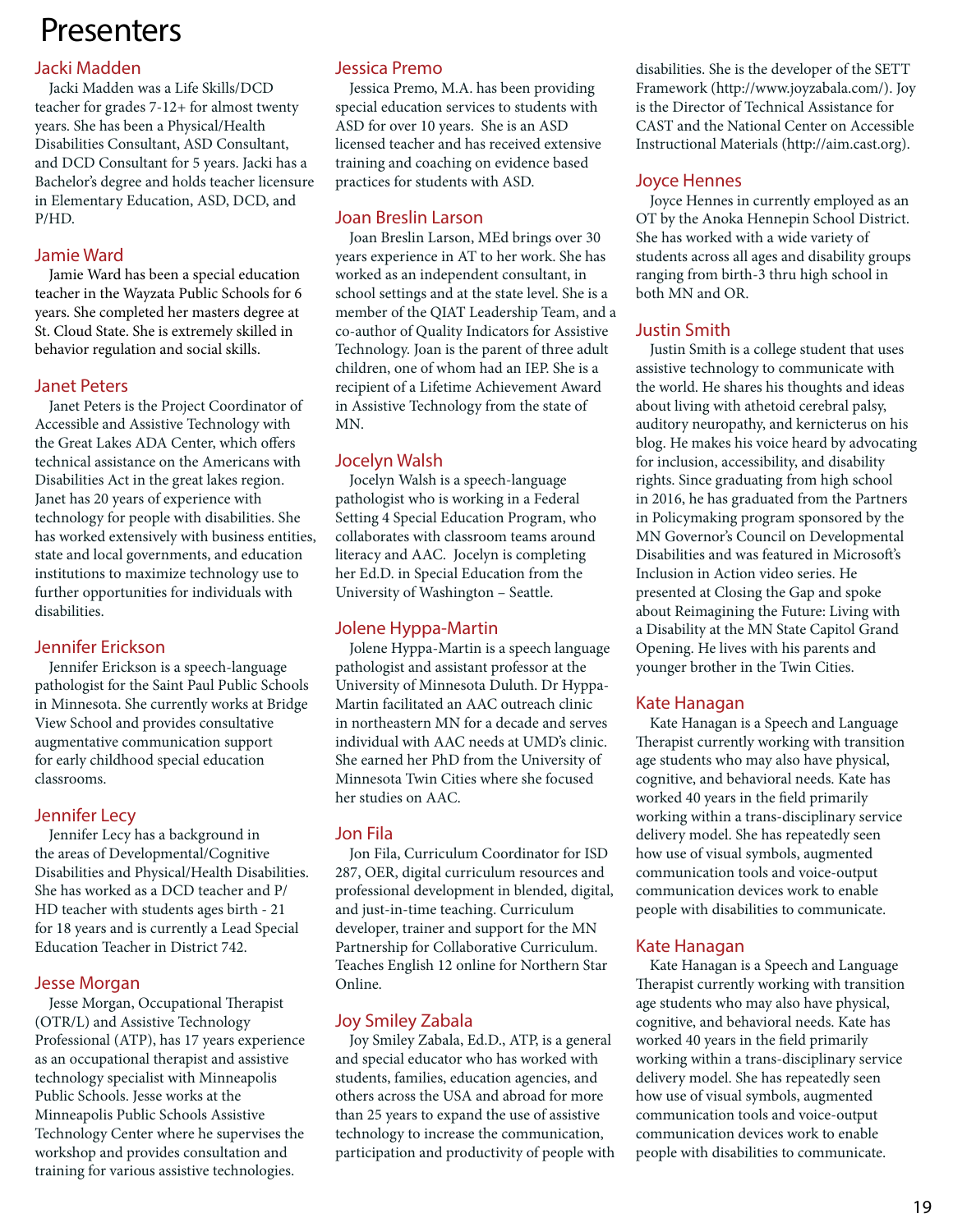# Presenters

## Jacki Madden

Jacki Madden was a Life Skills/DCD teacher for grades 7-12+ for almost twenty years. She has been a Physical/Health Disabilities Consultant, ASD Consultant, and DCD Consultant for 5 years. Jacki has a Bachelor's degree and holds teacher licensure in Elementary Education, ASD, DCD, and P/HD.

## Jamie Ward

Jamie Ward has been a special education teacher in the Wayzata Public Schools for 6 years. She completed her masters degree at St. Cloud State. She is extremely skilled in behavior regulation and social skills.

## Janet Peters

Janet Peters is the Project Coordinator of Accessible and Assistive Technology with the Great Lakes ADA Center, which offers technical assistance on the Americans with Disabilities Act in the great lakes region. Janet has 20 years of experience with technology for people with disabilities. She has worked extensively with business entities, state and local governments, and education institutions to maximize technology use to further opportunities for individuals with disabilities.

## Jennifer Erickson

Jennifer Erickson is a speech-language pathologist for the Saint Paul Public Schools in Minnesota. She currently works at Bridge View School and provides consultative augmentative communication support for early childhood special education classrooms.

## Jennifer Lecy

Jennifer Lecy has a background in the areas of Developmental/Cognitive Disabilities and Physical/Health Disabilities. She has worked as a DCD teacher and P/HD teacher with students ages birth - 21 for 18 years and is currently a Lead Special Education Teacher in District 742.

## Jesse Morgan

Jesse Morgan, Occupational Therapist (OTR/L) and Assistive Technology Professional (ATP), has 17 years experience as an occupational therapist and assistive technology specialist with Minneapolis Public Schools. Jesse works at the Minneapolis Public Schools Assistive Technology Center where he supervises the workshop and provides consultation and training for various assistive technologies.

## Jessica Premo

Jessica Premo, M.A. has been providing special education services to students with ASD for over 10 years. She is an ASD licensed teacher and has received extensive training and coaching on evidence based practices for students with ASD.

## Joan Breslin Larson

Joan Breslin Larson, MEd brings over 30 years experience in AT to her work. She has worked as an independent consultant, in school settings and at the state level. She is a member of the QIAT Leadership Team, and a co-author of Quality Indicators for Assistive Technology. Joan is the parent of three adult children, one of whom had an IEP. She is a recipient of a Lifetime Achievement Award in Assistive Technology from the state of MN.

## Jocelyn Walsh

Jocelyn Walsh is a speech-language pathologist who is working in a Federal Setting 4 Special Education Program, who collaborates with classroom teams around literacy and AAC. Jocelyn is completing her Ed.D. in Special Education from the University of Washington – Seattle.

## Jolene Hyppa-Martin

Jolene Hyppa-Martin is a speech language pathologist and assistant professor at the University of Minnesota Duluth. Dr Hyppa-Martin facilitated an AAC outreach clinic in northeastern MN for a decade and serves individual with AAC needs at UMD's clinic. She earned her PhD from the University of Minnesota Twin Cities where she focused her studies on AAC.

## Jon Fila

Jon Fila, Curriculum Coordinator for ISD 287, OER, digital curriculum resources and professional development in blended, digital, and just-in-time teaching. Curriculum developer, trainer and support for the MN Partnership for Collaborative Curriculum. Teaches English 12 online for Northern Star Online.

## Joy Smiley Zabala

Joy Smiley Zabala, Ed.D., ATP, is a general and special educator who has worked with students, families, education agencies, and others across the USA and abroad for more than 25 years to expand the use of assistive technology to increase the communication, participation and productivity of people with disabilities. She is the developer of the SETT Framework (http://www.joyzabala.com/). Joy is the Director of Technical Assistance for CAST and the National Center on Accessible Instructional Materials (http://aim.cast.org).

## Joyce Hennes

Joyce Hennes in currently employed as an OT by the Anoka Hennepin School District. She has worked with a wide variety of students across all ages and disability groups ranging from birth-3 thru high school in both MN and OR.

## Justin Smith

Justin Smith is a college student that uses assistive technology to communicate with the world. He shares his thoughts and ideas about living with athetoid cerebral palsy, auditory neuropathy, and kernicterus on his blog. He makes his voice heard by advocating for inclusion, accessibility, and disability rights. Since graduating from high school in 2016, he has graduated from the Partners in Policymaking program sponsored by the MN Governor's Council on Developmental Disabilities and was featured in Microsoft's Inclusion in Action video series. He presented at Closing the Gap and spoke about Reimagining the Future: Living with a Disability at the MN State Capitol Grand Opening. He lives with his parents and younger brother in the Twin Cities.

## Kate Hanagan

Kate Hanagan is a Speech and Language Therapist currently working with transition age students who may also have physical, cognitive, and behavioral needs. Kate has worked 40 years in the field primarily working within a trans-disciplinary service delivery model. She has repeatedly seen how use of visual symbols, augmented communication tools and voice-output communication devices work to enable people with disabilities to communicate.

## Kate Hanagan

Kate Hanagan is a Speech and Language Therapist currently working with transition age students who may also have physical, cognitive, and behavioral needs. Kate has worked 40 years in the field primarily working within a trans-disciplinary service delivery model. She has repeatedly seen how use of visual symbols, augmented communication tools and voice-output communication devices work to enable people with disabilities to communicate.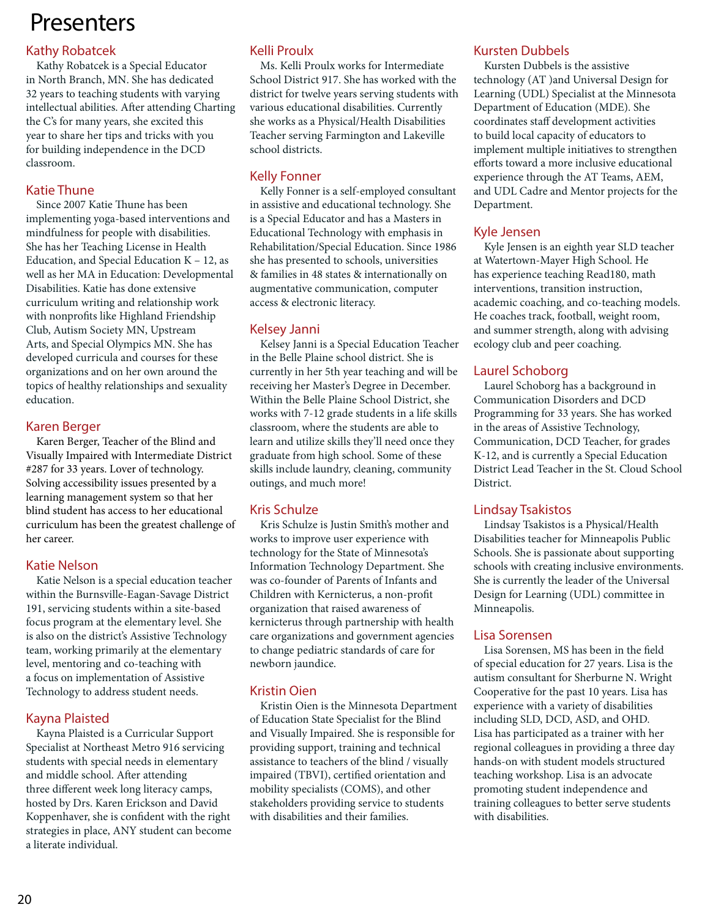# Presenters

## Kathy Robatcek

Kathy Robatcek is a Special Educator in North Branch, MN. She has dedicated 32 years to teaching students with varying intellectual abilities. After attending Charting the C's for many years, she excited this year to share her tips and tricks with you for building independence in the DCD classroom.

## Katie Thune

Since 2007 Katie Thune has been implementing yoga-based interventions and mindfulness for people with disabilities. She has her Teaching License in Health Education, and Special Education K – 12, as well as her MA in Education: Developmental Disabilities. Katie has done extensive curriculum writing and relationship work with nonprofits like Highland Friendship Club, Autism Society MN, Upstream Arts, and Special Olympics MN. She has developed curricula and courses for these organizations and on her own around the topics of healthy relationships and sexuality education.

## Karen Berger

Karen Berger, Teacher of the Blind and Visually Impaired with Intermediate District #287 for 33 years. Lover of technology. Solving accessibility issues presented by a learning management system so that her blind student has access to her educational curriculum has been the greatest challenge of her career.

## Katie Nelson

Katie Nelson is a special education teacher within the Burnsville-Eagan-Savage District 191, servicing students within a site-based focus program at the elementary level. She is also on the district's Assistive Technology team, working primarily at the elementary level, mentoring and co-teaching with a focus on implementation of Assistive Technology to address student needs.

## Kayna Plaisted

Kayna Plaisted is a Curricular Support Specialist at Northeast Metro 916 servicing students with special needs in elementary and middle school. After attending three different week long literacy camps, hosted by Drs. Karen Erickson and David Koppenhaver, she is confident with the right strategies in place, ANY student can become a literate individual.

## Kelli Proulx

Ms. Kelli Proulx works for Intermediate School District 917. She has worked with the district for twelve years serving students with various educational disabilities. Currently she works as a Physical/Health Disabilities Teacher serving Farmington and Lakeville school districts.

## Kelly Fonner

Kelly Fonner is a self-employed consultant in assistive and educational technology. She is a Special Educator and has a Masters in Educational Technology with emphasis in Rehabilitation/Special Education. Since 1986 she has presented to schools, universities & families in 48 states & internationally on augmentative communication, computer access & electronic literacy.

## Kelsey Janni

Kelsey Janni is a Special Education Teacher in the Belle Plaine school district. She is currently in her 5th year teaching and will be receiving her Master's Degree in December. Within the Belle Plaine School District, she works with 7-12 grade students in a life skills classroom, where the students are able to learn and utilize skills they'll need once they graduate from high school. Some of these skills include laundry, cleaning, community outings, and much more!

## Kris Schulze

Kris Schulze is Justin Smith's mother and works to improve user experience with technology for the State of Minnesota's Information Technology Department. She was co-founder of Parents of Infants and Children with Kernicterus, a non-profit organization that raised awareness of kernicterus through partnership with health care organizations and government agencies to change pediatric standards of care for newborn jaundice.

## Kristin Oien

Kristin Oien is the Minnesota Department of Education State Specialist for the Blind and Visually Impaired. She is responsible for providing support, training and technical assistance to teachers of the blind / visually impaired (TBVI), certified orientation and mobility specialists (COMS), and other stakeholders providing service to students with disabilities and their families.

## Kursten Dubbels

Kursten Dubbels is the assistive technology (AT )and Universal Design for Learning (UDL) Specialist at the Minnesota Department of Education (MDE). She coordinates staff development activities to build local capacity of educators to implement multiple initiatives to strengthen efforts toward a more inclusive educational experience through the AT Teams, AEM, and UDL Cadre and Mentor projects for the Department.

## Kyle Jensen

Kyle Jensen is an eighth year SLD teacher at Watertown-Mayer High School. He has experience teaching Read180, math interventions, transition instruction, academic coaching, and co-teaching models. He coaches track, football, weight room, and summer strength, along with advising ecology club and peer coaching.

## Laurel Schoborg

Laurel Schoborg has a background in Communication Disorders and DCD Programming for 33 years. She has worked in the areas of Assistive Technology, Communication, DCD Teacher, for grades K-12, and is currently a Special Education District Lead Teacher in the St. Cloud School District.

## Lindsay Tsakistos

Lindsay Tsakistos is a Physical/Health Disabilities teacher for Minneapolis Public Schools. She is passionate about supporting schools with creating inclusive environments. She is currently the leader of the Universal Design for Learning (UDL) committee in Minneapolis.

## Lisa Sorensen

Lisa Sorensen, MS has been in the field of special education for 27 years. Lisa is the autism consultant for Sherburne N. Wright Cooperative for the past 10 years. Lisa has experience with a variety of disabilities including SLD, DCD, ASD, and OHD. Lisa has participated as a trainer with her regional colleagues in providing a three day hands-on with student models structured teaching workshop. Lisa is an advocate promoting student independence and training colleagues to better serve students with disabilities.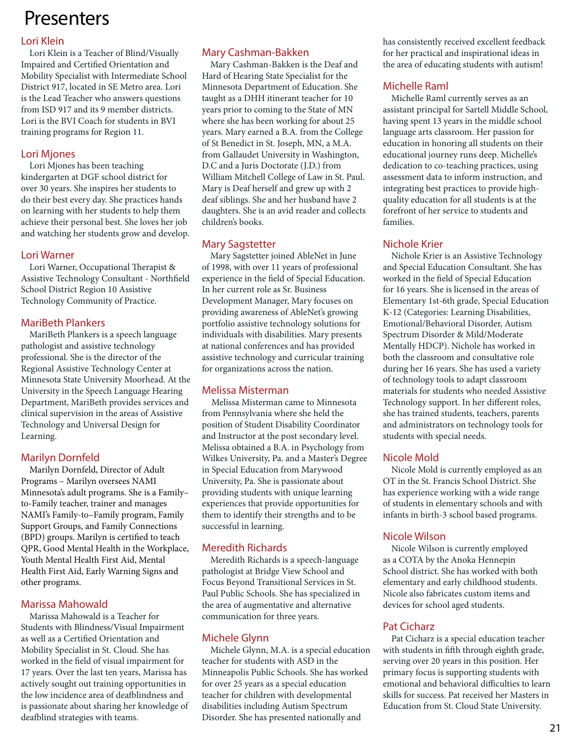# Presenters

## Lori Klein

Lori Klein is a Teacher of Blind/Visually Impaired and Certified Orientation and Mobility Specialist with Intermediate School District 917, located in SE Metro area. Lori is the Lead Teacher who answers questions from ISD 917 and its 9 member districts. Lori is the BVI Coach for students in BVI training programs for Region 11.

## Lori Mjones

Lori Mjones has been teaching kindergarten at DGF school district for over 30 years. She inspires her students to do their best every day. She practices hands on learning with her students to help them achieve their personal best. She loves her job and watching her students grow and develop.

## Lori Warner

Lori Warner, Occupational Therapist & Assistive Technology Consultant - Northfield School District Region 10 Assistive Technology Community of Practice.

## MariBeth Plankers

MariBeth Plankers is a speech language pathologist and assistive technology professional. She is the director of the Regional Assistive Technology Center at Minnesota State University Moorhead. At the University in the Speech Language Hearing Department, MariBeth provides services and clinical supervision in the areas of Assistive Technology and Universal Design for Learning.

## Marilyn Dornfeld

Marilyn Dornfeld, Director of Adult Programs – Marilyn oversees NAMI Minnesota's adult programs. She is a Family–to-Family teacher, trainer and manages NAMI's Family-to–Family program, Family Support Groups, and Family Connections (BPD) groups. Marilyn is certified to teach QPR, Good Mental Health in the Workplace, Youth Mental Health First Aid, Mental Health First Aid, Early Warning Signs and other programs.

## Marissa Mahowald

Marissa Mahowald is a Teacher for Students with Blindness/Visual Impairment as well as a Certified Orientation and Mobility Specialist in St. Cloud. She has worked in the field of visual impairment for 17 years. Over the last ten years, Marissa has actively sought out training opportunities in the low incidence area of deafblindness and is passionate about sharing her knowledge of deafblind strategies with teams.

## Mary Cashman-Bakken

Mary Cashman-Bakken is the Deaf and Hard of Hearing State Specialist for the Minnesota Department of Education. She taught as a DHH itinerant teacher for 10 years prior to coming to the State of MN where she has been working for about 25 years. Mary earned a B.A. from the College of St Benedict in St. Joseph, MN, a M.A. from Gallaudet University in Washington, D.C and a Juris Doctorate (J.D.) from William Mitchell College of Law in St. Paul. Mary is Deaf herself and grew up with 2 deaf siblings. She and her husband have 2 daughters. She is an avid reader and collects children's books.

## Mary Sagstetter

Mary Sagstetter joined AbleNet in June of 1998, with over 11 years of professional experience in the field of Special Education. In her current role as Sr. Business Development Manager, Mary focuses on providing awareness of AbleNet's growing portfolio assistive technology solutions for individuals with disabilities. Mary presents at national conferences and has provided assistive technology and curricular training for organizations across the nation.

## Melissa Misterman

Melissa Misterman came to Minnesota from Pennsylvania where she held the position of Student Disability Coordinator and Instructor at the post secondary level. Melissa obtained a B.A. in Psychology from Wilkes University, Pa. and a Master's Degree in Special Education from Marywood University, Pa. She is passionate about providing students with unique learning experiences that provide opportunities for them to identify their strengths and to be successful in learning.

## Meredith Richards

Meredith Richards is a speech-language pathologist at Bridge View School and Focus Beyond Transitional Services in St. Paul Public Schools. She has specialized in the area of augmentative and alternative communication for three years.

## Michele Glynn

Michele Glynn, M.A. is a special education teacher for students with ASD in the Minneapolis Public Schools. She has worked for over 25 years as a special education teacher for children with developmental disabilities including Autism Spectrum Disorder. She has presented nationally and has consistently received excellent feedback for her practical and inspirational ideas in the area of educating students with autism!

## Michelle Raml

Michelle Raml currently serves as an assistant principal for Sartell Middle School, having spent 13 years in the middle school language arts classroom. Her passion for education in honoring all students on their educational journey runs deep. Michelle's dedication to co-teaching practices, using assessment data to inform instruction, and integrating best practices to provide high-quality education for all students is at the forefront of her service to students and families.

## Nichole Krier

Nichole Krier is an Assistive Technology and Special Education Consultant. She has worked in the field of Special Education for 16 years. She is licensed in the areas of Elementary 1st-6th grade, Special Education K-12 (Categories: Learning Disabilities, Emotional/Behavioral Disorder, Autism Spectrum Disorder & Mild/Moderate Mentally HDCP). Nichole has worked in both the classroom and consultative role during her 16 years. She has used a variety of technology tools to adapt classroom materials for students who needed Assistive Technology support. In her different roles, she has trained students, teachers, parents and administrators on technology tools for students with special needs.

## Nicole Mold

Nicole Mold is currently employed as an OT in the St. Francis School District. She has experience working with a wide range of students in elementary schools and with infants in birth-3 school based programs.

## Nicole Wilson

Nicole Wilson is currently employed as a COTA by the Anoka Hennepin School district. She has worked with both elementary and early childhood students. Nicole also fabricates custom items and devices for school aged students.

## Pat Cicharz

Pat Cicharz is a special education teacher with students in fifth through eighth grade, serving over 20 years in this position. Her primary focus is supporting students with emotional and behavioral difficulties to learn skills for success. Pat received her Masters in Education from St. Cloud State University.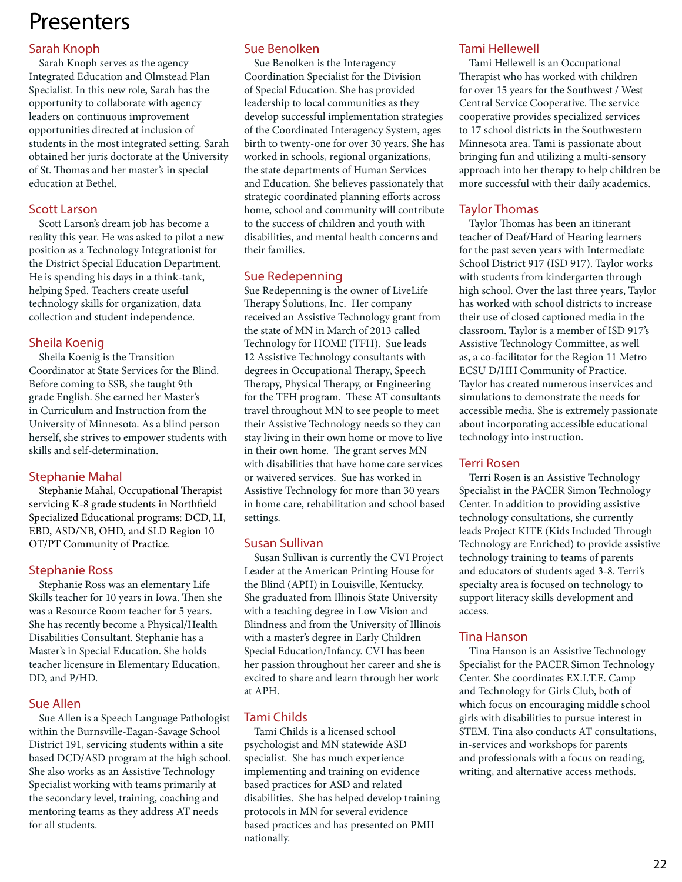# Presenters

## Sarah Knoph

Sarah Knoph serves as the agency Integrated Education and Olmstead Plan Specialist. In this new role, Sarah has the opportunity to collaborate with agency leaders on continuous improvement opportunities directed at inclusion of students in the most integrated setting. Sarah obtained her juris doctorate at the University of St. Thomas and her master's in special education at Bethel.

## Scott Larson

Scott Larson's dream job has become a reality this year. He was asked to pilot a new position as a Technology Integrationist for the District Special Education Department. He is spending his days in a think-tank, helping Sped. Teachers create useful technology skills for organization, data collection and student independence.

## Sheila Koenig

Sheila Koenig is the Transition Coordinator at State Services for the Blind. Before coming to SSB, she taught 9th grade English. She earned her Master's in Curriculum and Instruction from the University of Minnesota. As a blind person herself, she strives to empower students with skills and self-determination.

## Stephanie Mahal

Stephanie Mahal, Occupational Therapist servicing K-8 grade students in Northfield Specialized Educational programs: DCD, LI, EBD, ASD/NB, OHD, and SLD Region 10 OT/PT Community of Practice.

## Stephanie Ross

Stephanie Ross was an elementary Life Skills teacher for 10 years in Iowa. Then she was a Resource Room teacher for 5 years. She has recently become a Physical/Health Disabilities Consultant. Stephanie has a Master's in Special Education. She holds teacher licensure in Elementary Education, DD, and P/HD.

## Sue Allen

Sue Allen is a Speech Language Pathologist within the Burnsville-Eagan-Savage School District 191, servicing students within a site based DCD/ASD program at the high school. She also works as an Assistive Technology Specialist working with teams primarily at the secondary level, training, coaching and mentoring teams as they address AT needs for all students.

## Sue Benolken

Sue Benolken is the Interagency Coordination Specialist for the Division of Special Education. She has provided leadership to local communities as they develop successful implementation strategies of the Coordinated Interagency System, ages birth to twenty-one for over 30 years. She has worked in schools, regional organizations, the state departments of Human Services and Education. She believes passionately that strategic coordinated planning efforts across home, school and community will contribute to the success of children and youth with disabilities, and mental health concerns and their families.

## Sue Redepenning

Sue Redepenning is the owner of LiveLife Therapy Solutions, Inc. Her company received an Assistive Technology grant from the state of MN in March of 2013 called Technology for HOME (TFH). Sue leads 12 Assistive Technology consultants with degrees in Occupational Therapy, Speech Therapy, Physical Therapy, or Engineering for the TFH program. These AT consultants travel throughout MN to see people to meet their Assistive Technology needs so they can stay living in their own home or move to live in their own home. The grant serves MN with disabilities that have home care services or waivered services. Sue has worked in Assistive Technology for more than 30 years in home care, rehabilitation and school based settings.

## Susan Sullivan

Susan Sullivan is currently the CVI Project Leader at the American Printing House for the Blind (APH) in Louisville, Kentucky. She graduated from Illinois State University with a teaching degree in Low Vision and Blindness and from the University of Illinois with a master's degree in Early Children Special Education/Infancy. CVI has been her passion throughout her career and she is excited to share and learn through her work at APH.

## Tami Childs

Tami Childs is a licensed school psychologist and MN statewide ASD specialist. She has much experience implementing and training on evidence based practices for ASD and related disabilities. She has helped develop training protocols in MN for several evidence based practices and has presented on PMII nationally.

## Tami Hellewell

Tami Hellewell is an Occupational Therapist who has worked with children for over 15 years for the Southwest / West Central Service Cooperative. The service cooperative provides specialized services to 17 school districts in the Southwestern Minnesota area. Tami is passionate about bringing fun and utilizing a multi-sensory approach into her therapy to help children be more successful with their daily academics.

## Taylor Thomas

Taylor Thomas has been an itinerant teacher of Deaf/Hard of Hearing learners for the past seven years with Intermediate School District 917 (ISD 917). Taylor works with students from kindergarten through high school. Over the last three years, Taylor has worked with school districts to increase their use of closed captioned media in the classroom. Taylor is a member of ISD 917's Assistive Technology Committee, as well as, a co-facilitator for the Region 11 Metro ECSU D/HH Community of Practice. Taylor has created numerous inservices and simulations to demonstrate the needs for accessible media. She is extremely passionate about incorporating accessible educational technology into instruction.

## Terri Rosen

Terri Rosen is an Assistive Technology Specialist in the PACER Simon Technology Center. In addition to providing assistive technology consultations, she currently leads Project KITE (Kids Included Through Technology are Enriched) to provide assistive technology training to teams of parents and educators of students aged 3-8. Terri's specialty area is focused on technology to support literacy skills development and access.

## Tina Hanson

Tina Hanson is an Assistive Technology Specialist for the PACER Simon Technology Center. She coordinates EX.I.T.E. Camp and Technology for Girls Club, both of which focus on encouraging middle school girls with disabilities to pursue interest in STEM. Tina also conducts AT consultations, in-services and workshops for parents and professionals with a focus on reading, writing, and alternative access methods.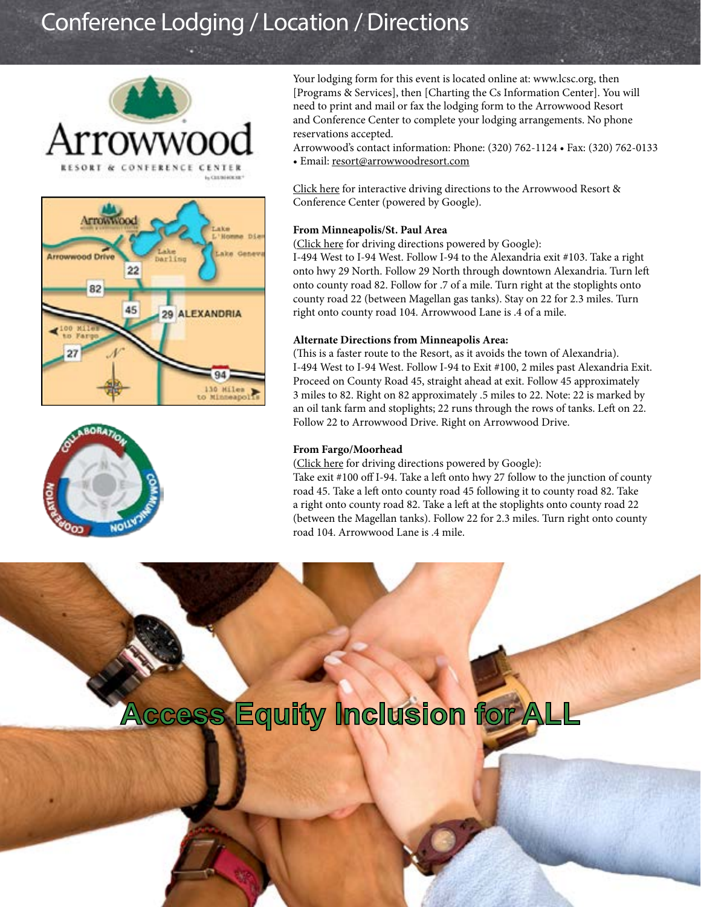# Conference Lodging / Location / Directions

Your lodging form for this event is located online at: www.lcsc.org, then [Programs & Services], then [Charting the Cs Information Center]. You will need to print and mail or fax the lodging form to the Arrowwood Resort and Conference Center to complete your lodging arrangements. No phone reservations accepted.

Arrowwood's contact information: Phone: (320) 762-1124 • Fax: (320) 762-0133 • Email: resort@arrowwoodresort.com

Click here for interactive driving directions to the Arrowwood Resort & Conference Center (powered by Google).

**From Minneapolis/St. Paul Area**

(Click here for driving directions powered by Google):

I-494 West to I-94 West. Follow I-94 to the Alexandria exit #103. Take a right onto hwy 29 North. Follow 29 North through downtown Alexandria. Turn left onto county road 82. Follow for .7 of a mile. Turn right at the stoplights onto county road 22 (between Magellan gas tanks). Stay on 22 for 2.3 miles. Turn right onto county road 104. Arrowwood Lane is .4 of a mile.

**Alternate Directions from Minneapolis Area:**

(This is a faster route to the Resort, as it avoids the town of Alexandria). I-494 West to I-94 West. Follow I-94 to Exit #100, 2 miles past Alexandria Exit. Proceed on County Road 45, straight ahead at exit. Follow 45 approximately 3 miles to 82. Right on 82 approximately .5 miles to 22. Note: 22 is marked by an oil tank farm and stoplights; 22 runs through the rows of tanks. Left on 22. Follow 22 to Arrowwood Drive. Right on Arrowwood Drive.

**From Fargo/Moorhead**

(Click here for driving directions powered by Google):

Take exit #100 off I-94. Take a left onto hwy 27 follow to the junction of county road 45. Take a left onto county road 45 following it to county road 82. Take a right onto county road 82. Take a left at the stoplights onto county road 22 (between the Magellan tanks). Follow 22 for 2.3 miles. Turn right onto county road 104. Arrowwood Lane is .4 mile.

**Access Equity Inclusion for ALL**